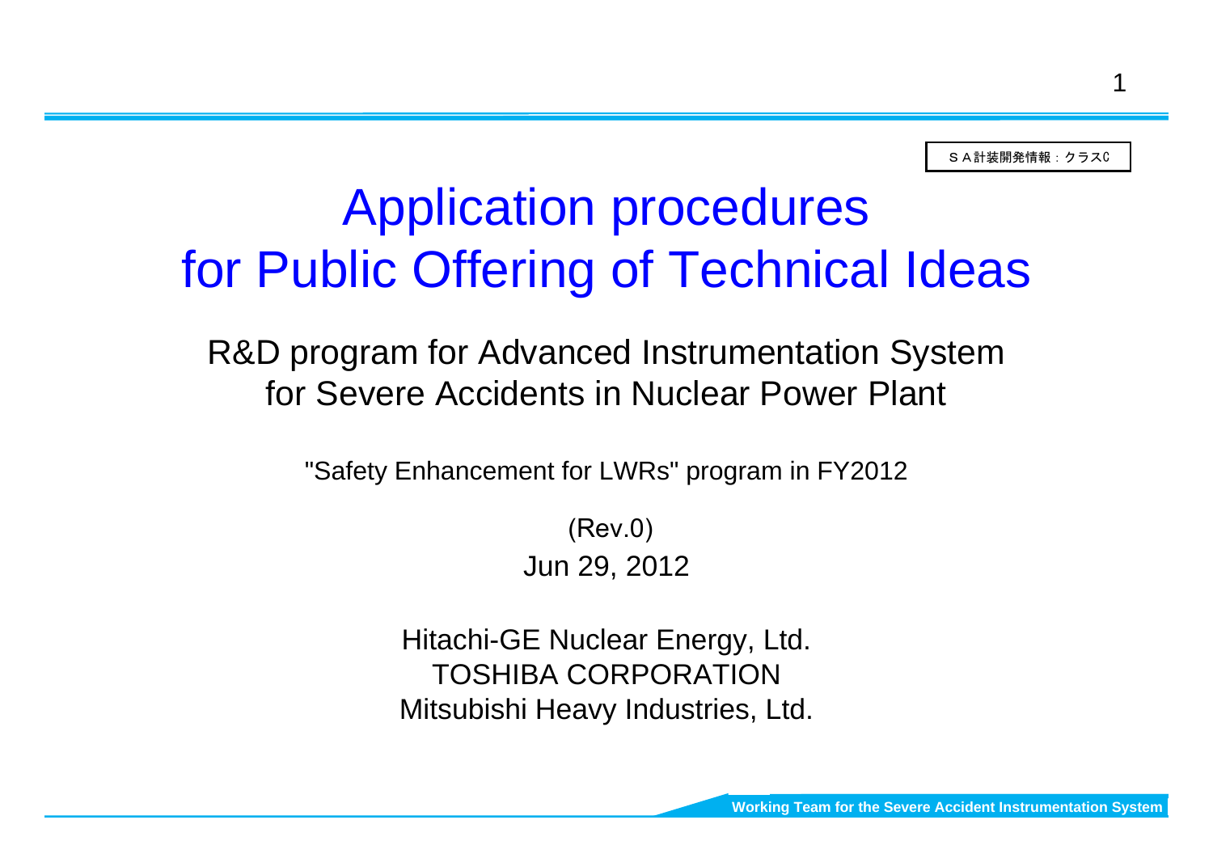ＳＡ計装開発情報：クラスC

# Application procedures for Public Offering of Technical Ideas

## R&D program for Advanced Instrumentation System for Severe Accidents in Nuclear Power Plant

"Safety Enhancement for LWRs" program in FY2012

(Rev.0)
Jun 29, 2012

Hitachi-GE Nuclear Energy, Ltd.
TOSHIBA CORPORATION
Mitsubishi Heavy Industries, Ltd.

Working Team for the Severe Accident Instrumentation System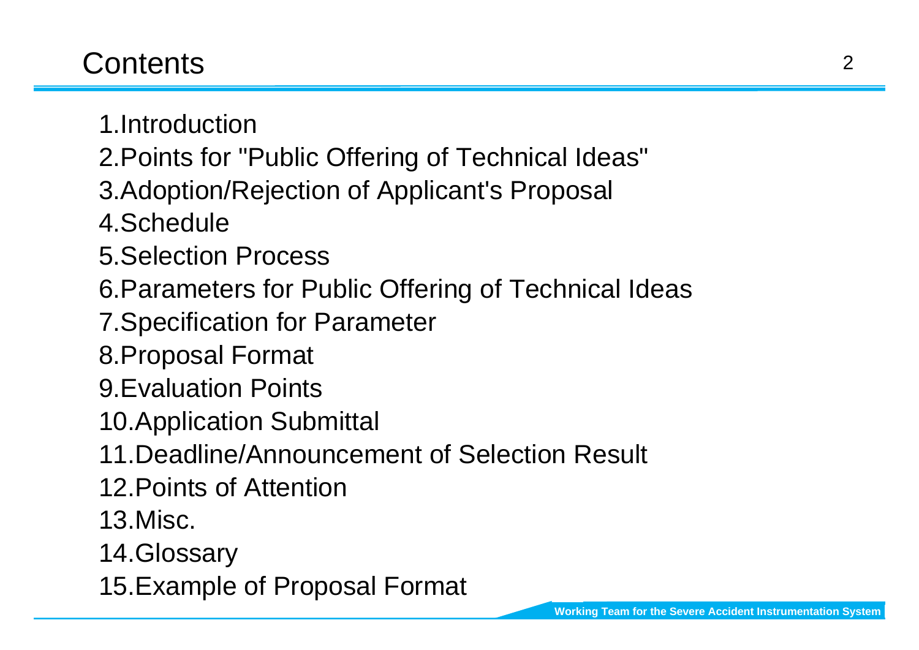# Contents

1.Introduction
2.Points for "Public Offering of Technical Ideas"
3.Adoption/Rejection of Applicant's Proposal
4.Schedule
5.Selection Process
6.Parameters for Public Offering of Technical Ideas
7.Specification for Parameter
8.Proposal Format
9.Evaluation Points
10.Application Submittal
11.Deadline/Announcement of Selection Result
12.Points of Attention
13.Misc.
14.Glossary
15.Example of Proposal Format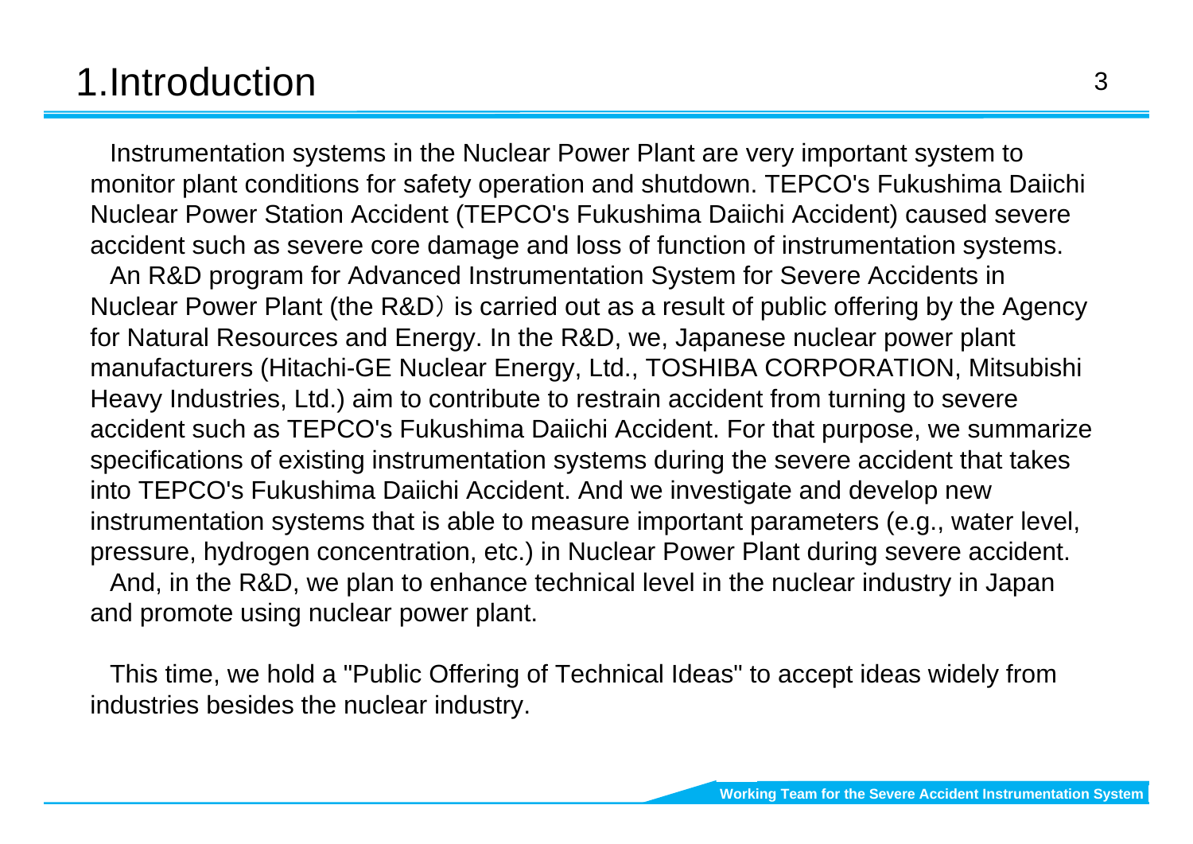# 1.Introduction

Instrumentation systems in the Nuclear Power Plant are very important system to monitor plant conditions for safety operation and shutdown. TEPCO's Fukushima Daiichi Nuclear Power Station Accident (TEPCO's Fukushima Daiichi Accident) caused severe accident such as severe core damage and loss of function of instrumentation systems.

An R&D program for Advanced Instrumentation System for Severe Accidents in Nuclear Power Plant (the R&D）is carried out as a result of public offering by the Agency for Natural Resources and Energy. In the R&D, we, Japanese nuclear power plant manufacturers (Hitachi-GE Nuclear Energy, Ltd., TOSHIBA CORPORATION, Mitsubishi Heavy Industries, Ltd.) aim to contribute to restrain accident from turning to severe accident such as TEPCO's Fukushima Daiichi Accident. For that purpose, we summarize specifications of existing instrumentation systems during the severe accident that takes into TEPCO's Fukushima Daiichi Accident. And we investigate and develop new instrumentation systems that is able to measure important parameters (e.g., water level, pressure, hydrogen concentration, etc.) in Nuclear Power Plant during severe accident.

And, in the R&D, we plan to enhance technical level in the nuclear industry in Japan and promote using nuclear power plant.

This time, we hold a "Public Offering of Technical Ideas" to accept ideas widely from industries besides the nuclear industry.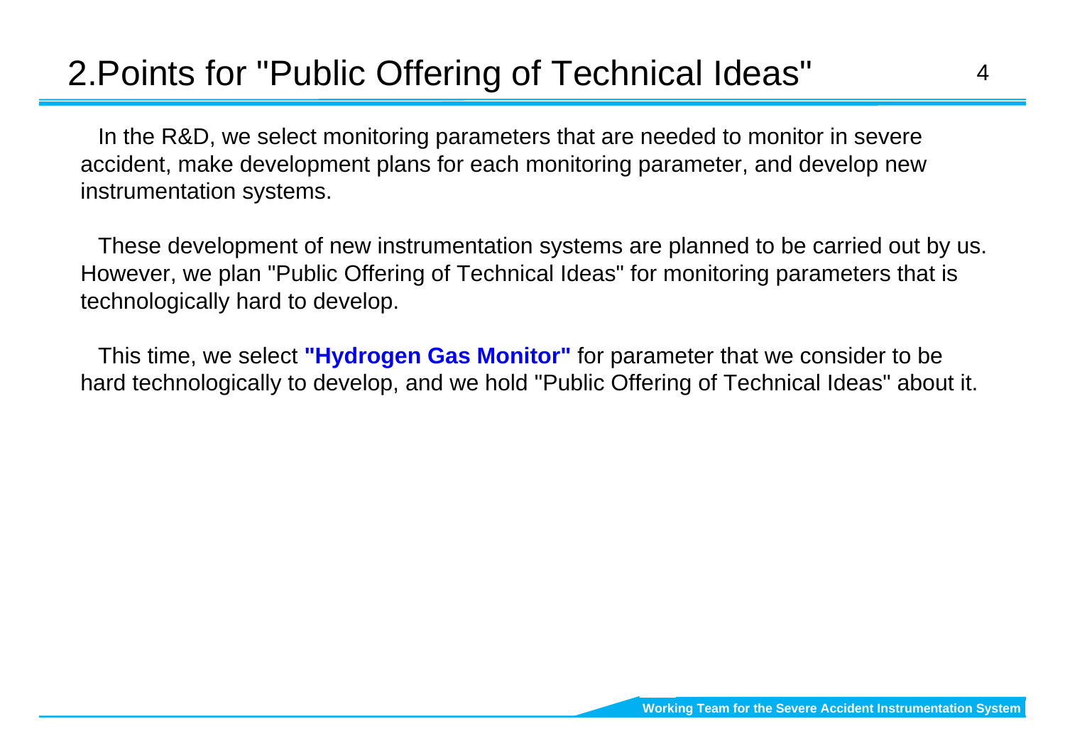# 2.Points for "Public Offering of Technical Ideas"

In the R&D, we select monitoring parameters that are needed to monitor in severe accident, make development plans for each monitoring parameter, and develop new instrumentation systems.

These development of new instrumentation systems are planned to be carried out by us. However, we plan "Public Offering of Technical Ideas" for monitoring parameters that is technologically hard to develop.

This time, we select **"Hydrogen Gas Monitor"** for parameter that we consider to be hard technologically to develop, and we hold "Public Offering of Technical Ideas" about it.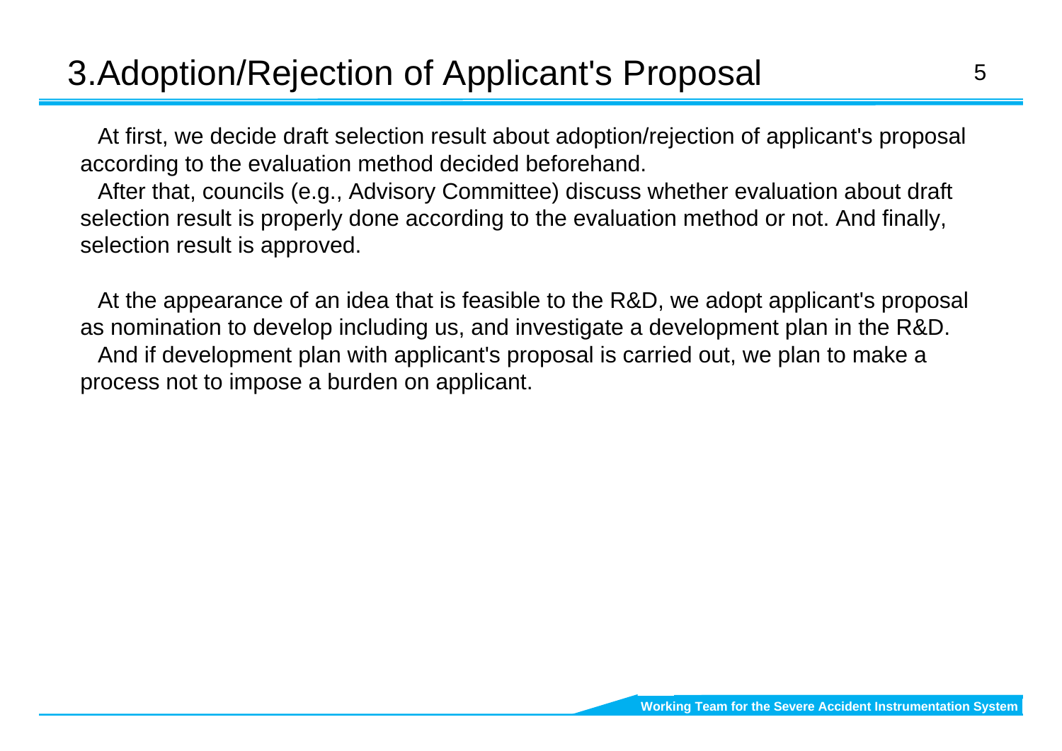# 3.Adoption/Rejection of Applicant's Proposal

At first, we decide draft selection result about adoption/rejection of applicant's proposal according to the evaluation method decided beforehand.

After that, councils (e.g., Advisory Committee) discuss whether evaluation about draft selection result is properly done according to the evaluation method or not. And finally, selection result is approved.

At the appearance of an idea that is feasible to the R&D, we adopt applicant's proposal as nomination to develop including us, and investigate a development plan in the R&D.

And if development plan with applicant's proposal is carried out, we plan to make a process not to impose a burden on applicant.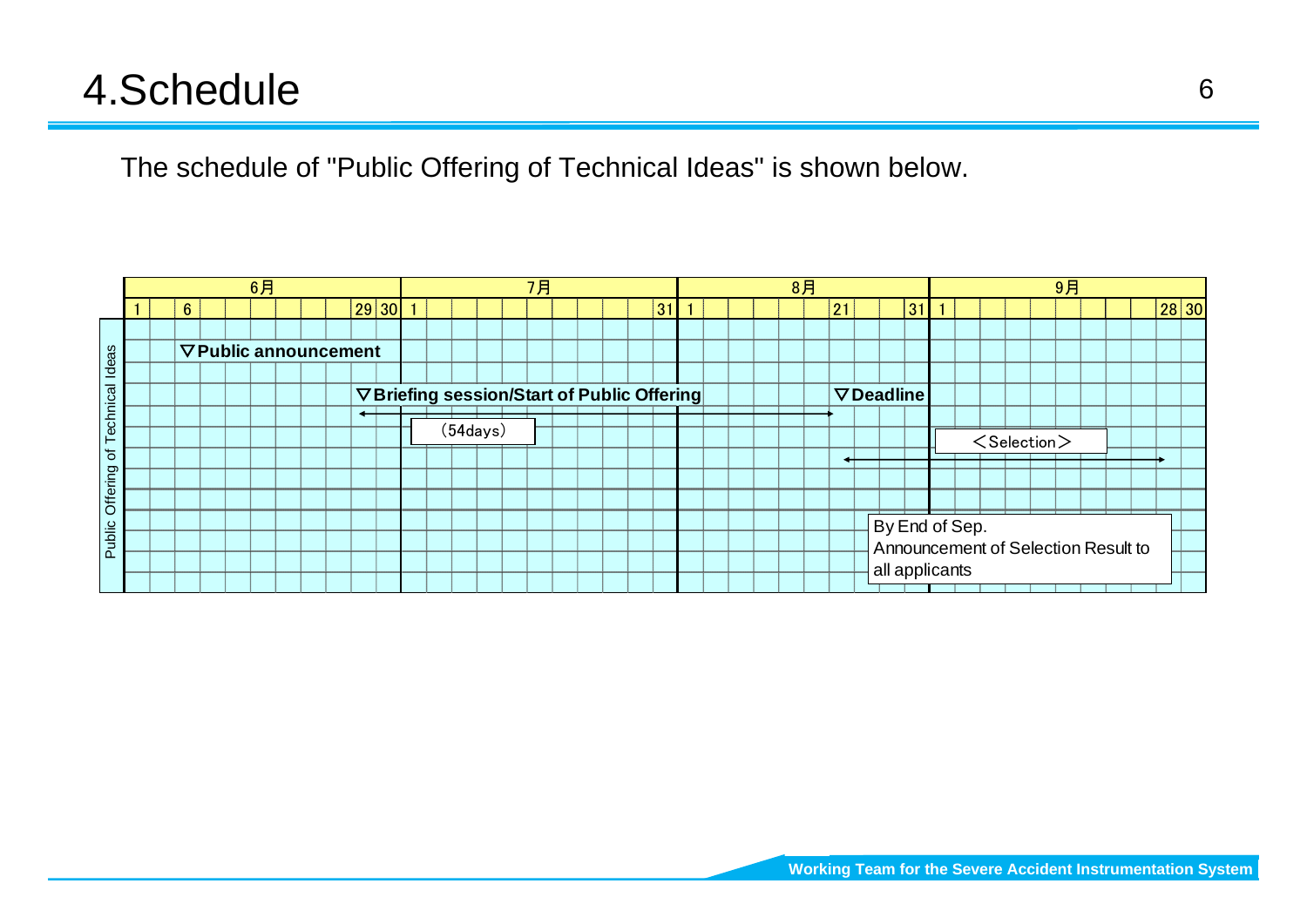# 4.Schedule

The schedule of "Public Offering of Technical Ideas" is shown below.

| | 6月 | 7月 | 8月 | 9月 |
|---|---|---|---|---|
| Public Offering of Technical Ideas | 6: ▽Public announcement | | | |
| | 29: ▽Briefing session/Start of Public Offering | (54days) | 21: ▽Deadline | |
| | | | 21 – 28 Sep.: <Selection> | |
| | | | | By End of Sep. Announcement of Selection Result to all applicants |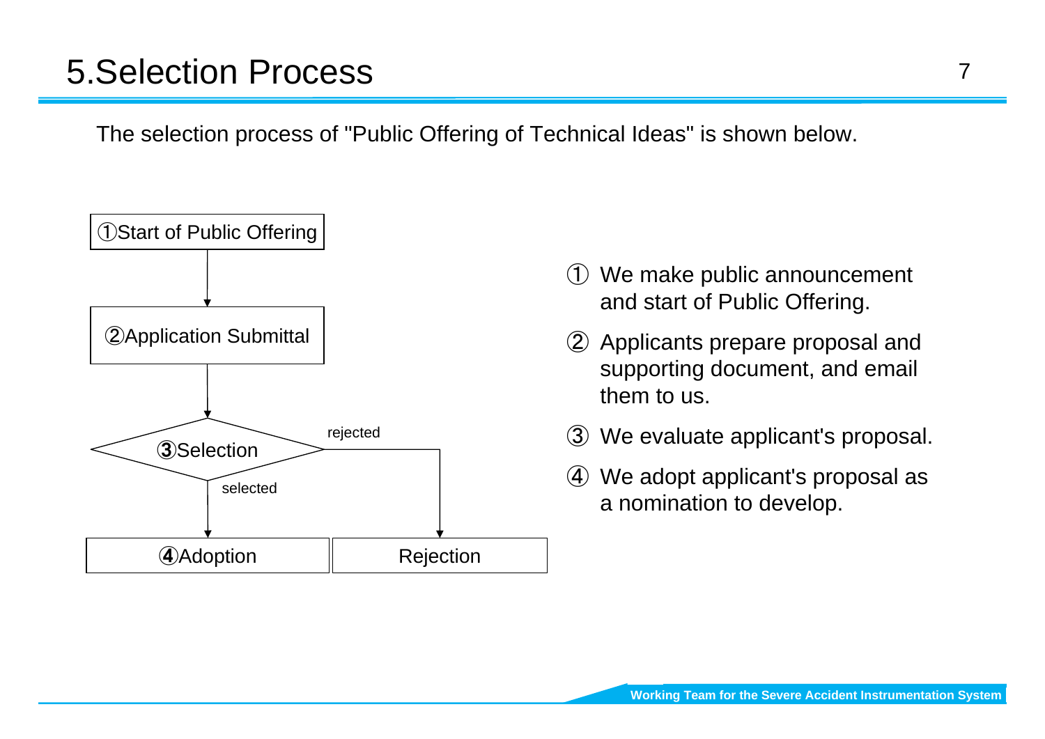# 5.Selection Process

The selection process of "Public Offering of Technical Ideas" is shown below.

①Start of Public Offering

②Application Submittal

③Selection

rejected

selected

④Adoption

Rejection

① We make public announcement and start of Public Offering.

② Applicants prepare proposal and supporting document, and email them to us.

③ We evaluate applicant's proposal.

④ We adopt applicant's proposal as a nomination to develop.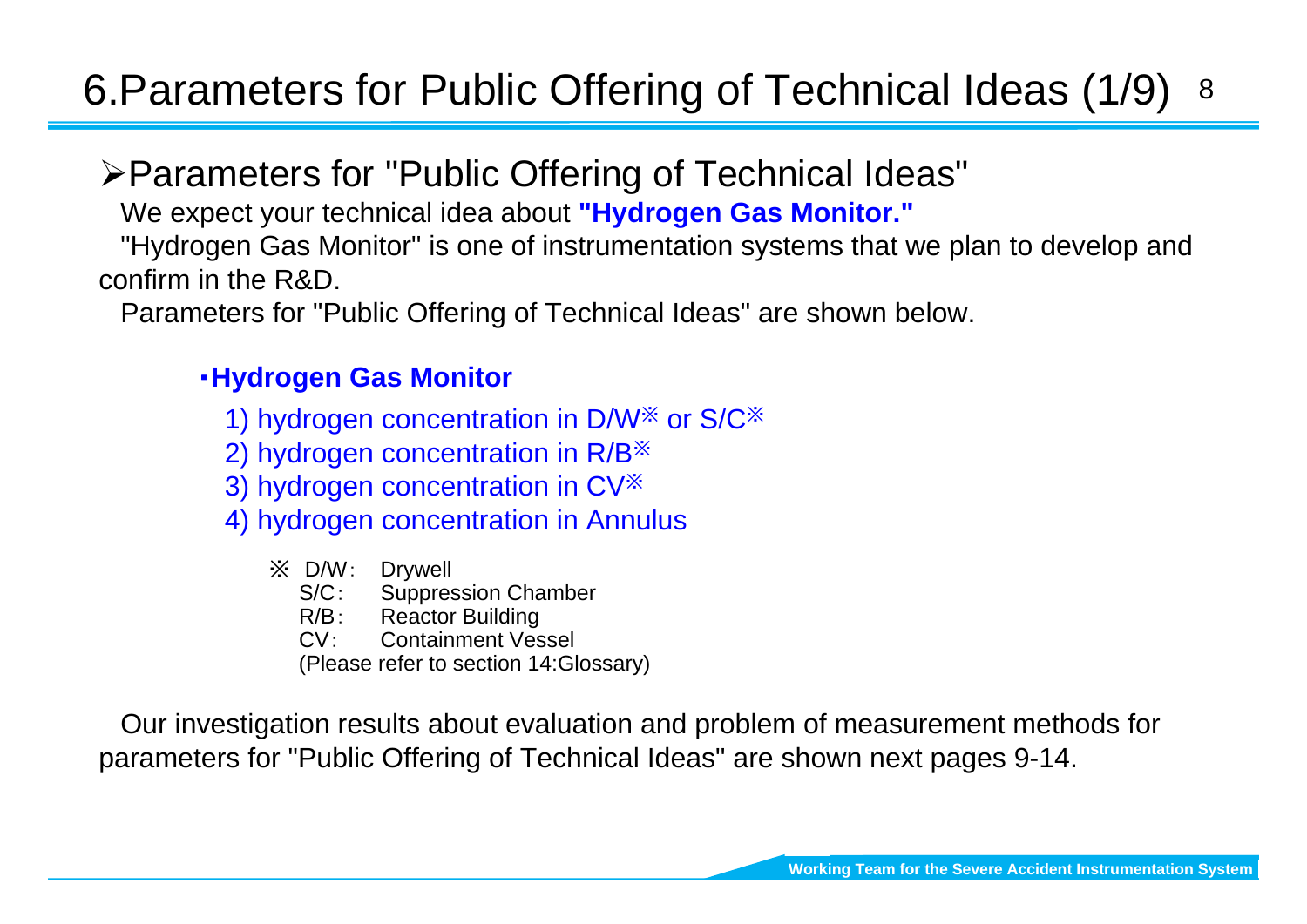# 6.Parameters for Public Offering of Technical Ideas (1/9)

## ➢Parameters for "Public Offering of Technical Ideas"

We expect your technical idea about **"Hydrogen Gas Monitor."**

"Hydrogen Gas Monitor" is one of instrumentation systems that we plan to develop and confirm in the R&D.

Parameters for "Public Offering of Technical Ideas" are shown below.

**・Hydrogen Gas Monitor**

1) hydrogen concentration in D/W※ or S/C※
2) hydrogen concentration in R/B※
3) hydrogen concentration in CV※
4) hydrogen concentration in Annulus

※ D/W: Drywell
S/C: Suppression Chamber
R/B: Reactor Building
CV: Containment Vessel
(Please refer to section 14:Glossary)

Our investigation results about evaluation and problem of measurement methods for parameters for "Public Offering of Technical Ideas" are shown next pages 9-14.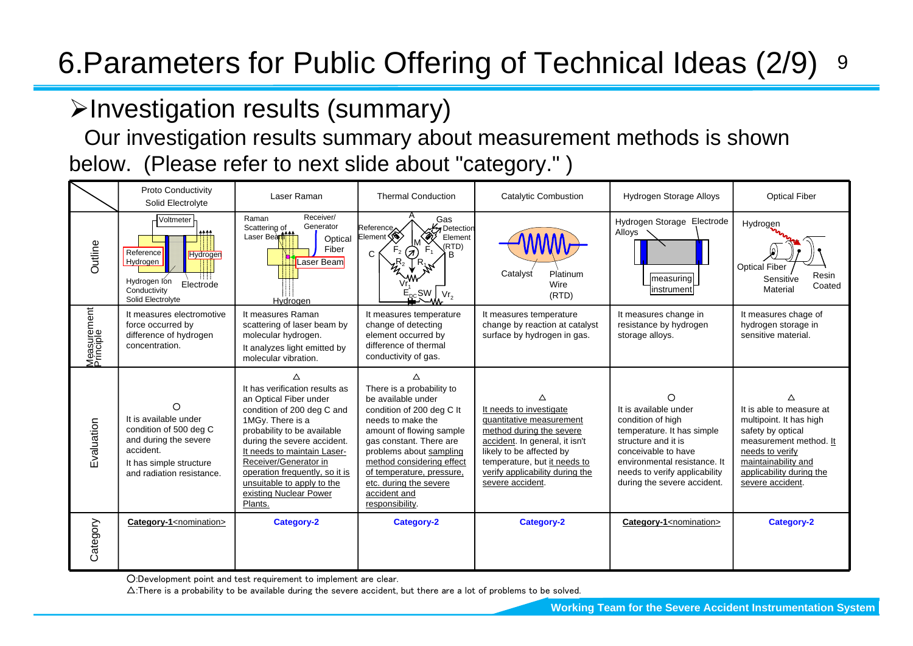# 6.Parameters for Public Offering of Technical Ideas (2/9)

## ➢Investigation results (summary)

Our investigation results summary about measurement methods is shown below. (Please refer to next slide about "category." )

| | Proto Conductivity Solid Electrolyte | Laser Raman | Thermal Conduction | Catalytic Combustion | Hydrogen Storage Alloys | Optical Fiber |
|---|---|---|---|---|---|---|
| Outline | Voltmeter, Reference Hydrogen, Hydrogen, Hydrogen Ion Conductivity Solid Electrolyte, Electrode | Raman Scattering of Laser Beam, Receiver/ Generator, Optical Fiber, Laser Beam, Hydrogen | Gas, Reference Element, Detection Element (RTD), A, B, C, M, $F_1$, $F_2$, $R_1$, $R_2$, $Vr_1$, $Vr_2$, $E_{DC}$, SW | Catalyst, Platinum Wire (RTD) | Hydrogen Storage Alloys, Electrode, measuring instrument | Hydrogen, Optical Fiber, Sensitive Material, Resin Coated |
| Measurement Principle | It measures electromotive force occurred by difference of hydrogen concentration. | It measures Raman scattering of laser beam by molecular hydrogen. It analyzes light emitted by molecular vibration. | It measures temperature change of detecting element occurred by difference of thermal conductivity of gas. | It measures temperature change by reaction at catalyst surface by hydrogen in gas. | It measures change in resistance by hydrogen storage alloys. | It measures chage of hydrogen storage in sensitive material. |
| Evaluation | ○ It is available under condition of 500 deg C and during the severe accident. It has simple structure and radiation resistance. | △ It has verification results as an Optical Fiber under condition of 200 deg C and 1MGy. There is a probability to be available during the severe accident. It needs to maintain Laser-Receiver/Generator in operation frequently, so it is unsuitable to apply to the existing Nuclear Power Plants. | △ There is a probability to be available under condition of 200 deg C It needs to make the amount of flowing sample gas constant. There are problems about sampling method considering effect of temperature, pressure, etc. during the severe accident and responsibility. | △ It needs to investigate quantitative measurement method during the severe accident. In general, it isn't likely to be affected by temperature, but it needs to verify applicability during the severe accident. | ○ It is available under condition of high temperature. It has simple structure and it is conceivable to have environmental resistance. It needs to verify applicability during the severe accident. | △ It is able to measure at multipoint. It has high safety by optical measurement method. It needs to verify maintainability and applicability during the severe accident. |
| Category | **Category-1**<nomination> | **Category-2** | **Category-2** | **Category-2** | **Category-1**<nomination> | **Category-2** |

○:Development point and test requirement to implement are clear.

△:There is a probability to be available during the severe accident, but there are a lot of problems to be solved.

Working Team for the Severe Accident Instrumentation System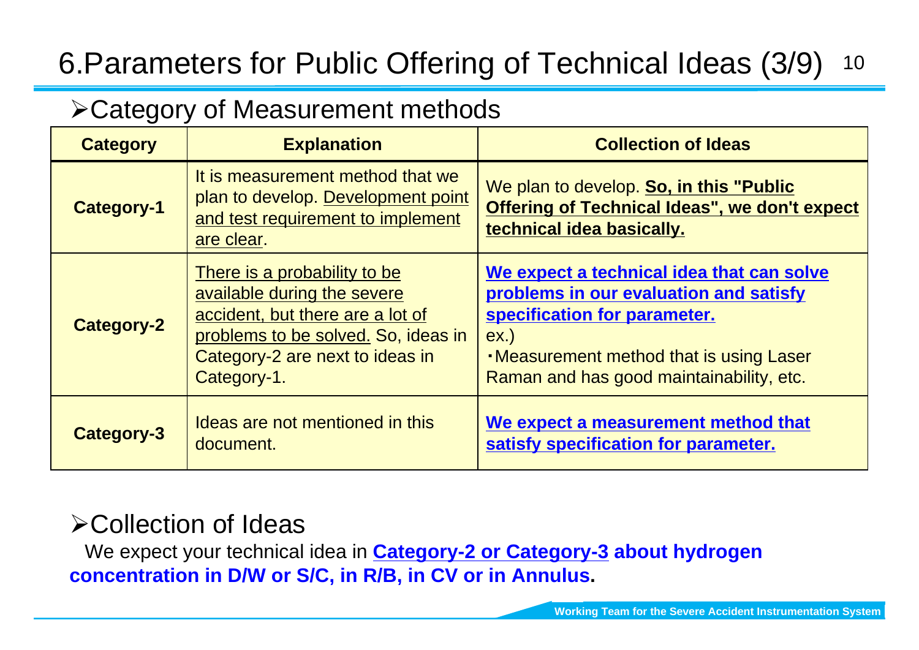# 6.Parameters for Public Offering of Technical Ideas (3/9)

## ➢Category of Measurement methods

| Category | Explanation | Collection of Ideas |
|---|---|---|
| **Category-1** | It is measurement method that we plan to develop. Development point and test requirement to implement are clear. | We plan to develop. **So, in this "Public Offering of Technical Ideas", we don't expect technical idea basically.** |
| **Category-2** | There is a probability to be available during the severe accident, but there are a lot of problems to be solved. So, ideas in Category-2 are next to ideas in Category-1. | **We expect a technical idea that can solve problems in our evaluation and satisfy specification for parameter.** ex.) ・Measurement method that is using Laser Raman and has good maintainability, etc. |
| **Category-3** | Ideas are not mentioned in this document. | **We expect a measurement method that satisfy specification for parameter.** |

## ➢Collection of Ideas

We expect your technical idea in **Category-2 or Category-3 about hydrogen concentration in D/W or S/C, in R/B, in CV or in Annulus.**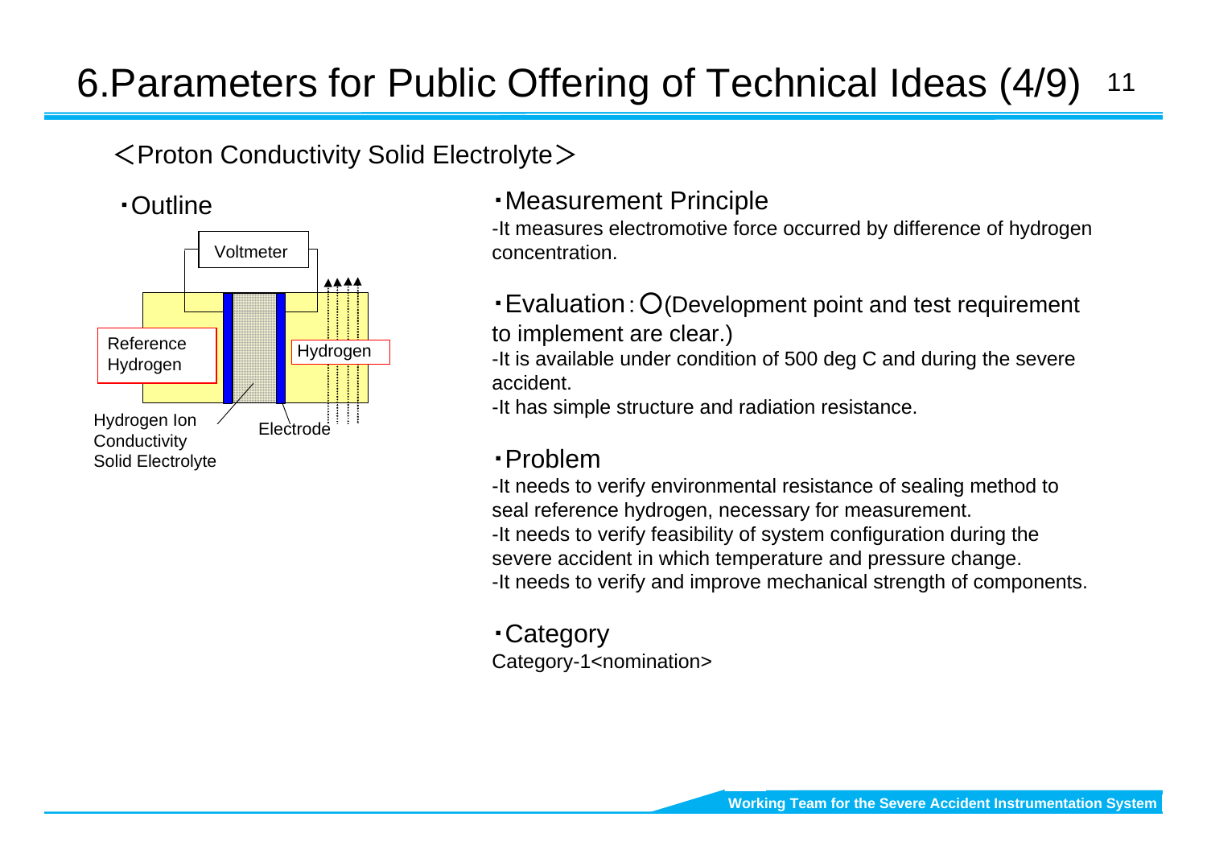# 6.Parameters for Public Offering of Technical Ideas (4/9)

## <Proton Conductivity Solid Electrolyte>

・Outline

Voltmeter

Reference Hydrogen

Hydrogen

Hydrogen Ion Conductivity Solid Electrolyte

Electrode

・Measurement Principle

-It measures electromotive force occurred by difference of hydrogen concentration.

・Evaluation：○(Development point and test requirement to implement are clear.)

-It is available under condition of 500 deg C and during the severe accident.

-It has simple structure and radiation resistance.

・Problem

-It needs to verify environmental resistance of sealing method to seal reference hydrogen, necessary for measurement.

-It needs to verify feasibility of system configuration during the severe accident in which temperature and pressure change.

-It needs to verify and improve mechanical strength of components.

・Category

Category-1<nomination>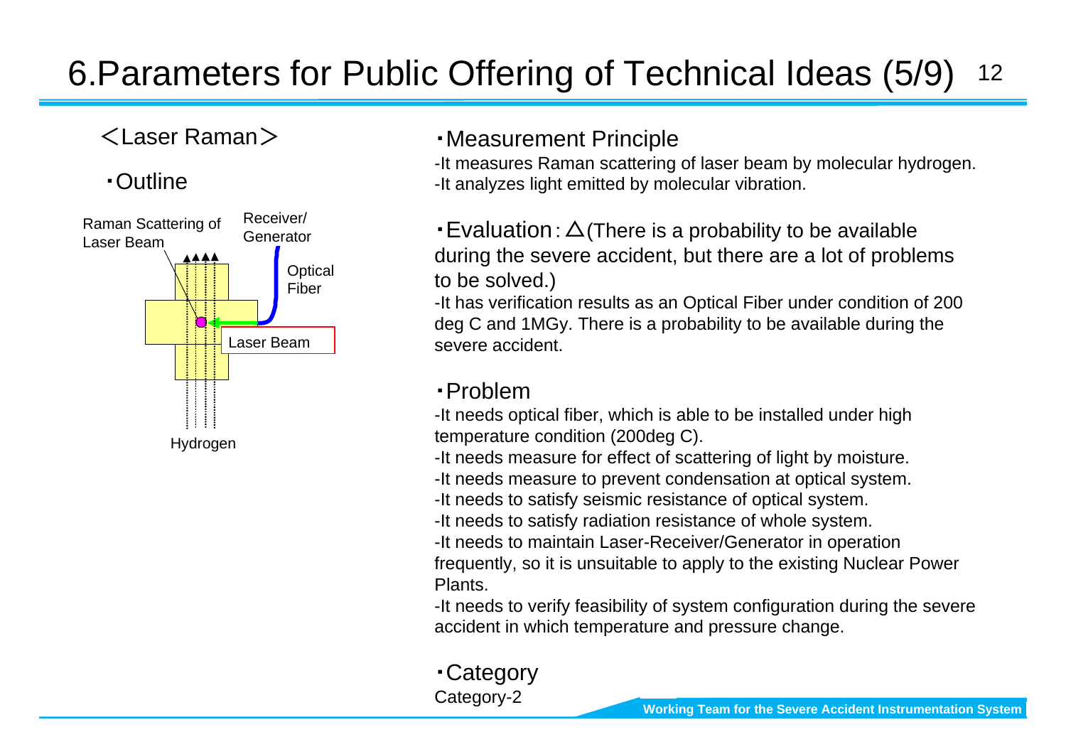# 6.Parameters for Public Offering of Technical Ideas (5/9)

＜Laser Raman＞

・Outline

Raman Scattering of Laser Beam

Receiver/ Generator

Optical Fiber

Laser Beam

Hydrogen

・Measurement Principle

-It measures Raman scattering of laser beam by molecular hydrogen.
-It analyzes light emitted by molecular vibration.

・Evaluation：△(There is a probability to be available during the severe accident, but there are a lot of problems to be solved.)

-It has verification results as an Optical Fiber under condition of 200 deg C and 1MGy. There is a probability to be available during the severe accident.

・Problem

-It needs optical fiber, which is able to be installed under high temperature condition (200deg C).
-It needs measure for effect of scattering of light by moisture.
-It needs measure to prevent condensation at optical system.
-It needs to satisfy seismic resistance of optical system.
-It needs to satisfy radiation resistance of whole system.
-It needs to maintain Laser-Receiver/Generator in operation frequently, so it is unsuitable to apply to the existing Nuclear Power Plants.
-It needs to verify feasibility of system configuration during the severe accident in which temperature and pressure change.

・Category

Category-2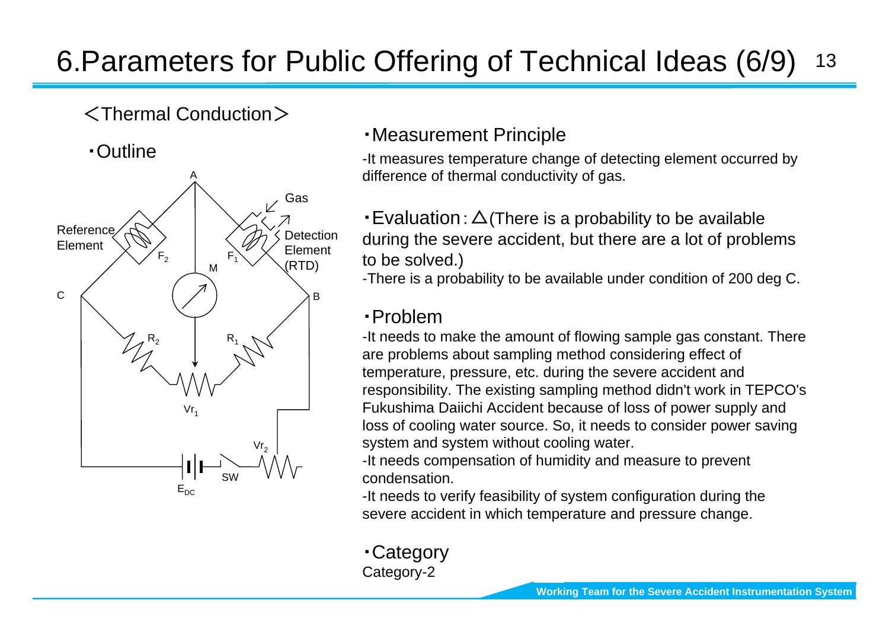# 6.Parameters for Public Offering of Technical Ideas (6/9)

＜Thermal Conduction＞

・Outline

・Measurement Principle

-It measures temperature change of detecting element occurred by difference of thermal conductivity of gas.

・Evaluation：△(There is a probability to be available during the severe accident, but there are a lot of problems to be solved.)

-There is a probability to be available under condition of 200 deg C.

・Problem

-It needs to make the amount of flowing sample gas constant. There are problems about sampling method considering effect of temperature, pressure, etc. during the severe accident and responsibility. The existing sampling method didn't work in TEPCO's Fukushima Daiichi Accident because of loss of power supply and loss of cooling water source. So, it needs to consider power saving system and system without cooling water.

-It needs compensation of humidity and measure to prevent condensation.

-It needs to verify feasibility of system configuration during the severe accident in which temperature and pressure change.

・Category

Category-2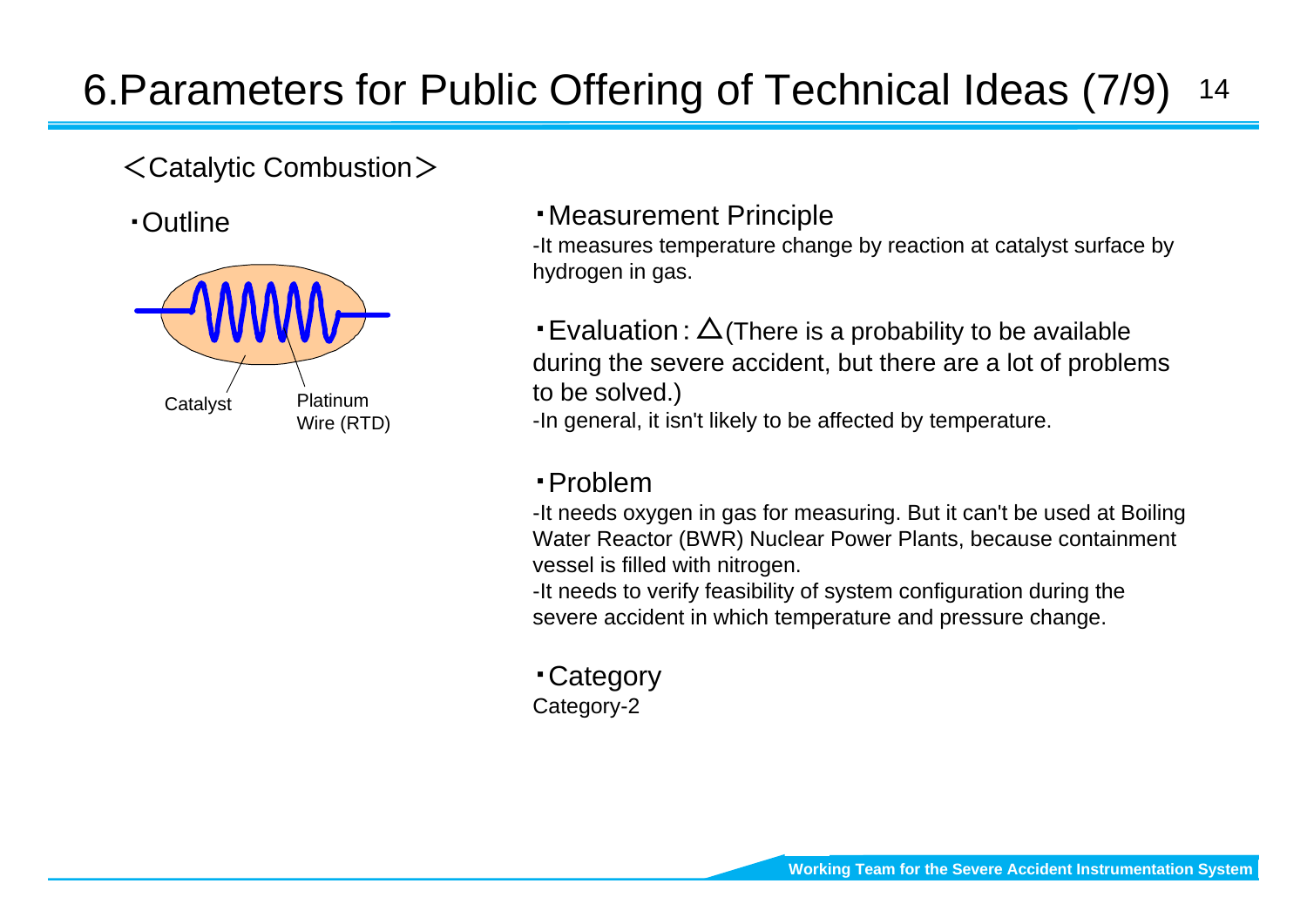# 6.Parameters for Public Offering of Technical Ideas (7/9)

＜Catalytic Combustion＞

・Outline

Catalyst

Platinum Wire (RTD)

・Measurement Principle

-It measures temperature change by reaction at catalyst surface by hydrogen in gas.

・Evaluation：△(There is a probability to be available during the severe accident, but there are a lot of problems to be solved.)

-In general, it isn't likely to be affected by temperature.

・Problem

-It needs oxygen in gas for measuring. But it can't be used at Boiling Water Reactor (BWR) Nuclear Power Plants, because containment vessel is filled with nitrogen.

-It needs to verify feasibility of system configuration during the severe accident in which temperature and pressure change.

・Category

Category-2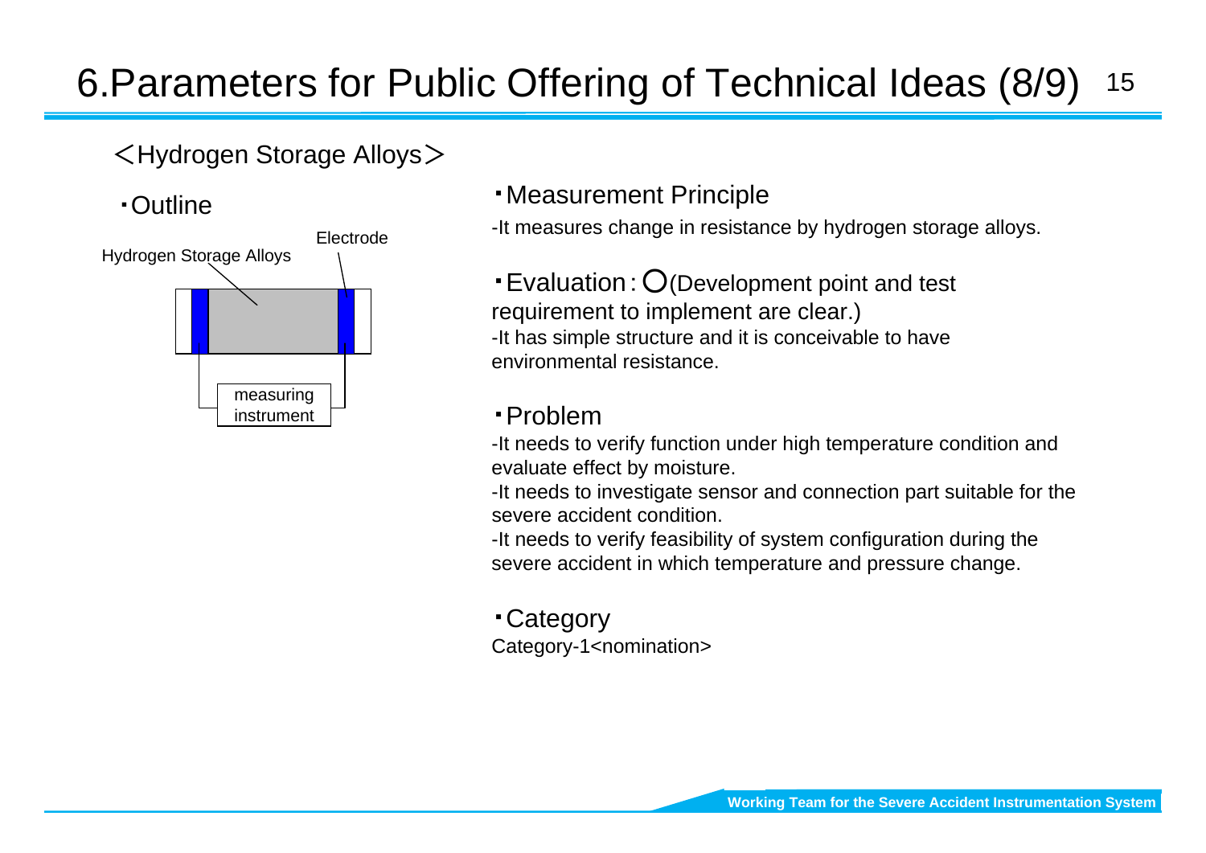# 6.Parameters for Public Offering of Technical Ideas (8/9)

＜Hydrogen Storage Alloys＞

・Outline

Hydrogen Storage Alloys

Electrode

measuring instrument

・Measurement Principle

-It measures change in resistance by hydrogen storage alloys.

・Evaluation：〇(Development point and test requirement to implement are clear.)

-It has simple structure and it is conceivable to have environmental resistance.

・Problem

-It needs to verify function under high temperature condition and evaluate effect by moisture.

-It needs to investigate sensor and connection part suitable for the severe accident condition.

-It needs to verify feasibility of system configuration during the severe accident in which temperature and pressure change.

・Category

Category-1<nomination>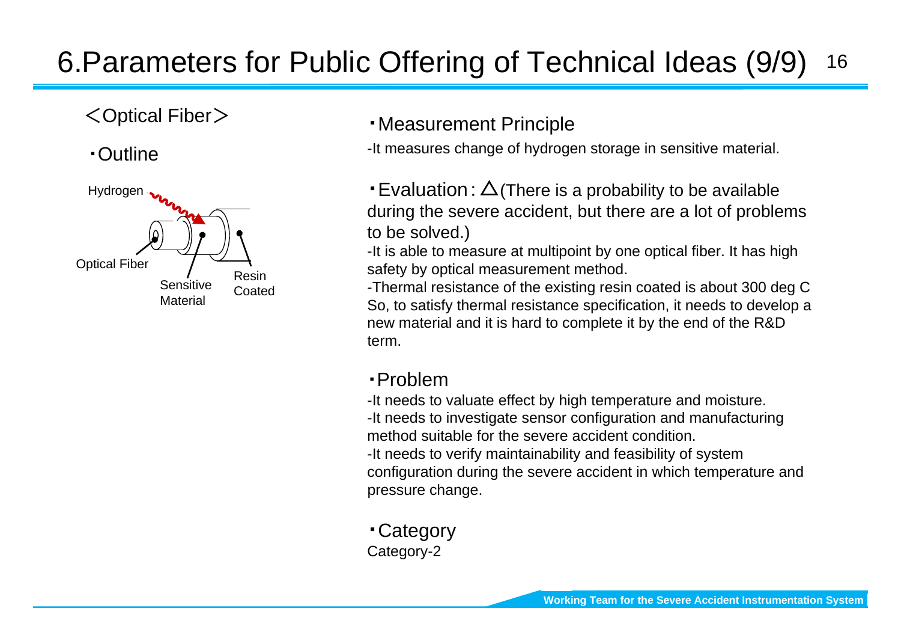# 6.Parameters for Public Offering of Technical Ideas (9/9)

＜Optical Fiber＞

・Outline

Hydrogen

Optical Fiber

Sensitive Material

Resin Coated

・Measurement Principle

-It measures change of hydrogen storage in sensitive material.

・Evaluation : △(There is a probability to be available during the severe accident, but there are a lot of problems to be solved.)

-It is able to measure at multipoint by one optical fiber. It has high safety by optical measurement method.

-Thermal resistance of the existing resin coated is about 300 deg C So, to satisfy thermal resistance specification, it needs to develop a new material and it is hard to complete it by the end of the R&D term.

・Problem

-It needs to valuate effect by high temperature and moisture.

-It needs to investigate sensor configuration and manufacturing method suitable for the severe accident condition.

-It needs to verify maintainability and feasibility of system configuration during the severe accident in which temperature and pressure change.

・Category

Category-2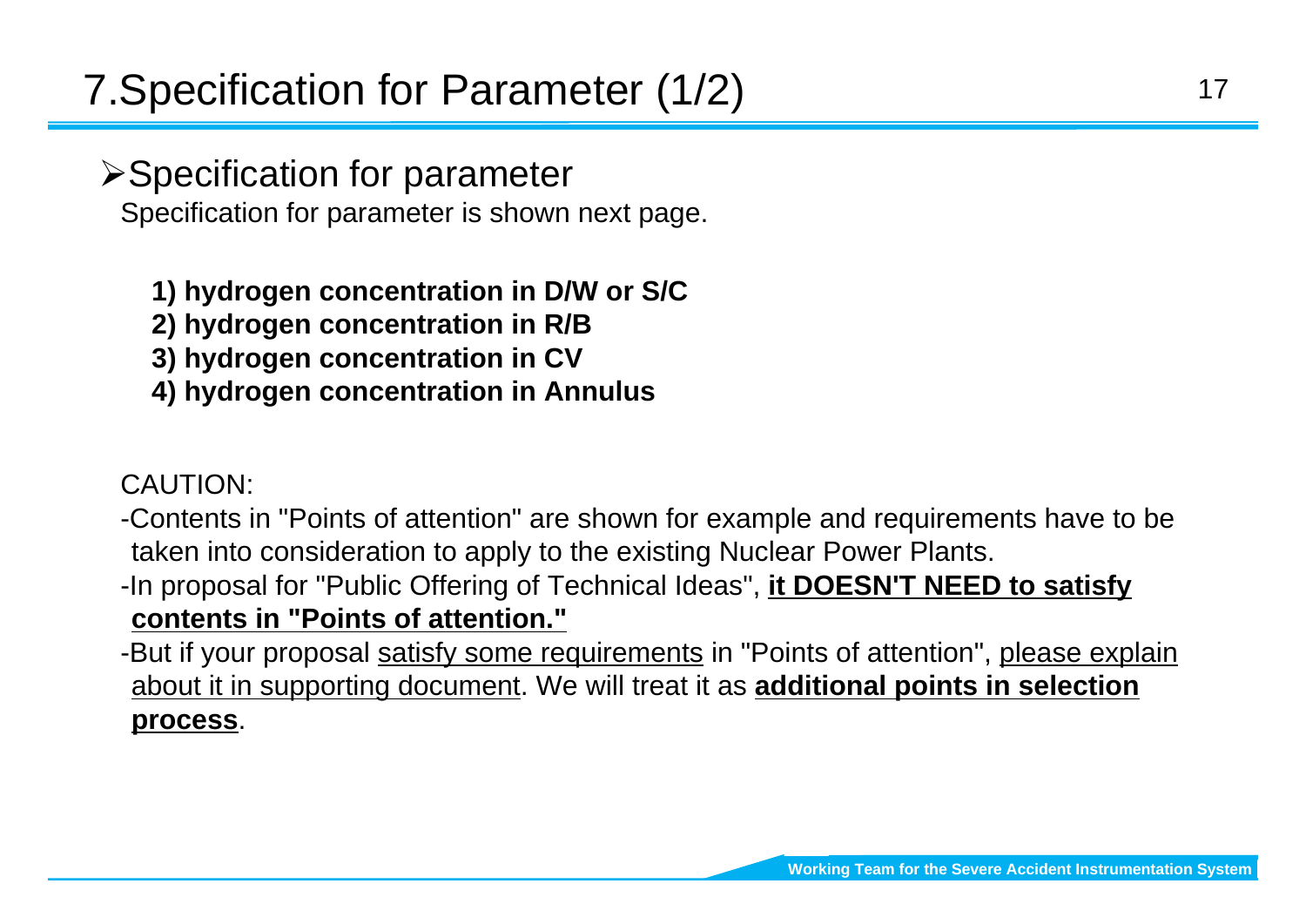# 7.Specification for Parameter (1/2)

## Specification for parameter

Specification for parameter is shown next page.

**1) hydrogen concentration in D/W or S/C**
**2) hydrogen concentration in R/B**
**3) hydrogen concentration in CV**
**4) hydrogen concentration in Annulus**

CAUTION:

-Contents in "Points of attention" are shown for example and requirements have to be taken into consideration to apply to the existing Nuclear Power Plants.

-In proposal for "Public Offering of Technical Ideas", **it DOESN'T NEED to satisfy contents in "Points of attention."**

-But if your proposal satisfy some requirements in "Points of attention", please explain about it in supporting document. We will treat it as **additional points in selection process**.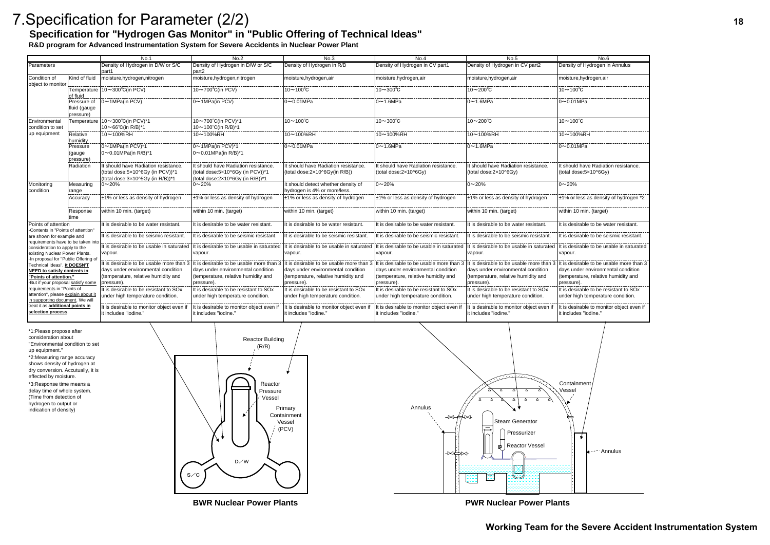# 7.Specification for Parameter (2/2)

## Specification for "Hydrogen Gas Monitor" in "Public Offering of Technical Ideas"

**R&D program for Advanced Instrumentation System for Severe Accidents in Nuclear Power Plant**

| | | No.1 | No.2 | No.3 | No.4 | No.5 | No.6 |
|---|---|---|---|---|---|---|---|
| Parameters | | Density of Hydrogen in D/W or S/C part1 | Density of Hydrogen in D/W or S/C part2 | Density of Hydrogen in R/B | Density of Hydrogen in CV part1 | Density of Hydrogen in CV part2 | Density of Hydrogen in Annulus |
| Condition of object to monitor | Kind of fluid | moisture,hydrogen,nitrogen | moisture,hydrogen,nitrogen | moisture,hydrogen,air | moisture,hydrogen,air | moisture,hydrogen,air | moisture,hydrogen,air |
| | Temperature of fluid | 10～300℃(in PCV) | 10～700℃(in PCV) | 10～100℃ | 10～300℃ | 10～200℃ | 10～100℃ |
| | Pressure of fluid (gauge pressure) | 0～1MPa(in PCV) | 0～1MPa(in PCV) | 0～0.01MPa | 0～1.6MPa | 0～1.6MPa | 0～0.01MPa |
| Environmental condition to set up equipment | Temperature | 10～300℃(in PCV)*1<br>10～66℃(in R/B)*1 | 10～700℃(in PCV)*1<br>10～100℃(in R/B)*1 | 10～100℃ | 10～300℃ | 10～200℃ | 10～100℃ |
| | Relative humidity | 10～100%RH | 10～100%RH | 10～100%RH | 10～100%RH | 10～100%RH | 10～100%RH |
| | Pressure (gauge pressure) | 0～1MPa(in PCV)*1<br>0～0.01MPa(in R/B)*1 | 0～1MPa(in PCV)*1<br>0～0.01MPa(in R/B)*1 | 0～0.01MPa | 0～1.6MPa | 0～1.6MPa | 0～0.01MPa |
| | Radiation | It should have Radiation resistance. (total dose:5×10^6Gy (in PCV))*1 (total dose:3×10^5Gy (in R/B))*1 | It should have Radiation resistance. (total dose:5×10^6Gy (in PCV))*1 (total dose:2×10^6Gy (in R/B))*1 | It should have Radiation resistance. (total dose:2×10^6Gy(in R/B)) | It should have Radiation resistance. (total dose:2×10^6Gy) | It should have Radiation resistance. (total dose:2×10^6Gy) | It should have Radiation resistance. (total dose:5×10^6Gy) |
| Monitoring condition | Measuring range | 0～20% | 0～20% | It should detect whether density of hydrogen is 4% or more/less. | 0～20% | 0～20% | 0～20% |
| | Accuracy | ±1% or less as density of hydrogen | ±1% or less as density of hydrogen | ±1% or less as density of hydrogen | ±1% or less as density of hydrogen | ±1% or less as density of hydrogen | ±1% or less as density of hydrogen *2 |
| | Response time | within 10 min. (target) | within 10 min. (target) | within 10 min. (target) | within 10 min. (target) | within 10 min. (target) | within 10 min. (target) |
| Points of attention<br>-Contents in "Points of attention" are shown for example and requirements have to be taken into consideration to apply to the existing Nuclear Power Plants.<br>-In proposal for "Public Offering of Technical Ideas", **it DOESN'T NEED to satisfy contents in "Points of attention."**<br>-But if your proposal satisfy some requirements in "Points of attention", please explain about it in supporting document. We will treat it as **additional points in selection process**. | | It is desirable to be water resistant.<br>It is desirable to be seismic resistant.<br>It is desirable to be usable in saturated vapour.<br>It is desirable to be usable more than 3 days under environmental condition (temperature, relative humidity and pressure).<br>It is desirable to be resistant to SOx under high temperature condition.<br>It is desirable to monitor object even if it includes "iodine." | It is desirable to be water resistant.<br>It is desirable to be seismic resistant.<br>It is desirable to be usable in saturated vapour.<br>It is desirable to be usable more than 3 days under environmental condition (temperature, relative humidity and pressure).<br>It is desirable to be resistant to SOx under high temperature condition.<br>It is desirable to monitor object even if it includes "iodine." | It is desirable to be water resistant.<br>It is desirable to be seismic resistant.<br>It is desirable to be usable in saturated vapour.<br>It is desirable to be usable more than 3 days under environmental condition (temperature, relative humidity and pressure).<br>It is desirable to be resistant to SOx under high temperature condition.<br>It is desirable to monitor object even if it includes "iodine." | It is desirable to be water resistant.<br>It is desirable to be seismic resistant.<br>It is desirable to be usable in saturated vapour.<br>It is desirable to be usable more than 3 days under environmental condition (temperature, relative humidity and pressure).<br>It is desirable to be resistant to SOx under high temperature condition.<br>It is desirable to monitor object even if it includes "iodine." | It is desirable to be water resistant.<br>It is desirable to be seismic resistant.<br>It is desirable to be usable in saturated vapour.<br>It is desirable to be usable more than 3 days under environmental condition (temperature, relative humidity and pressure).<br>It is desirable to be resistant to SOx under high temperature condition.<br>It is desirable to monitor object even if it includes "iodine." | It is desirable to be water resistant.<br>It is desirable to be seismic resistant.<br>It is desirable to be usable in saturated vapour.<br>It is desirable to be usable more than 3 days under environmental condition (temperature, relative humidity and pressure).<br>It is desirable to be resistant to SOx under high temperature condition.<br>It is desirable to monitor object even if it includes "iodine." |

*1:Please propose after consideration about "Environmental condition to set up equipment."

*2:Measuring range accuracy shows density of hydrogen at dry conversion. Accutually, it is effected by moisture.

*3:Response time means a delay time of whole system. (Time from detection of hydrogen to output or indication of density)

Reactor Building (R/B)

Reactor Pressure Vessel

Primary Containment Vessel (PCV)

D／W

S／C

**BWR Nuclear Power Plants**

Containment Vessel

Annulus

Steam Generator

Pressurizer

Reactor Vessel

Annulus

**PWR Nuclear Power Plants**

**Working Team for the Severe Accident Instrumentation System**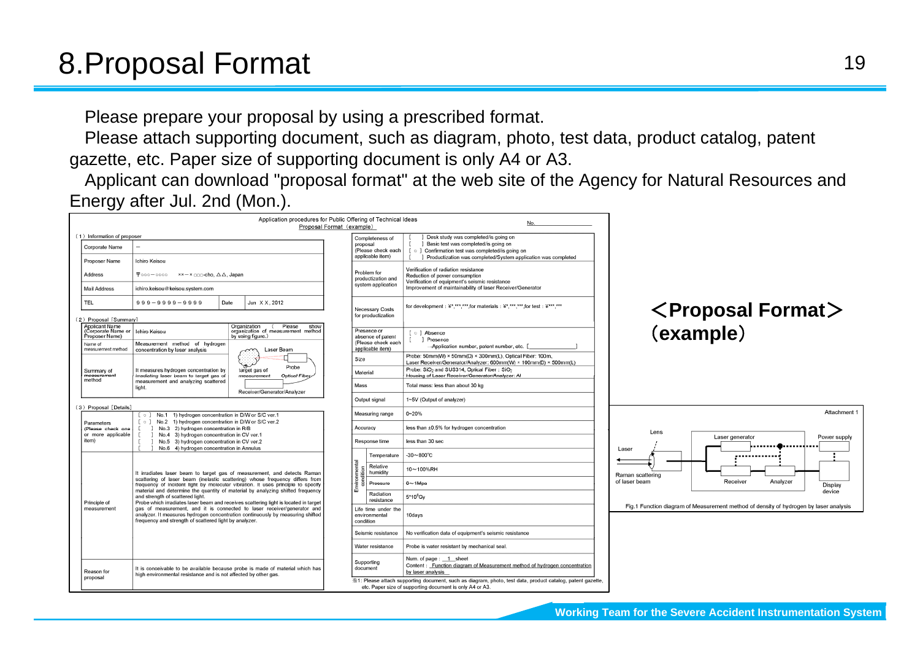# 8.Proposal Format

Please prepare your proposal by using a prescribed format.

Please attach supporting document, such as diagram, photo, test data, product catalog, patent gazette, etc. Paper size of supporting document is only A4 or A3.

Applicant can download "proposal format" at the web site of the Agency for Natural Resources and Energy after Jul. 2nd (Mon.).

## ＜Proposal Format＞（example）

Application procedures for Public Offering of Technical Ideas
Proposal Format（example） No.

（1）Information of proposer

| | |
|---|---|
| Corporate Name | – |
| Proposer Name | Ichiro Keisou |
| Address | 〒○○○－○○○○　××－× ○○○-cho, △△, Japan |
| Mail Address | ichiro.keisou@keisou.system.com |
| TEL | 999－9999－9999　Date　Jun X X, 2012 |

（2）Proposal［Summary］

| | | |
|---|---|---|
| Applicant Name (Corporate Name or Proposer Name) | Ichiro Keisou | Organization（Please show organization of measurement method by using figure.） |
| Name of measurement method | Measurement method of hydrogen concentration by laser analysis | Laser Beam / target gas of measurement / Probe / Optical Fiber / Receiver/Generator/Analyzer |
| Summary of measurement method | It measures hydrogen concentration by irradiating laser beam to target gas of measurement and analyzing scattered light. | |

（3）Proposal［Details］

| | |
|---|---|
| Parameters (Please check one or more applicable item) | [ ○ ] No.1 1) hydrogen concentration in D/W or S/C ver.1<br>[ ○ ] No.2 1) hydrogen concentration in D/W or S/C ver.2<br>[ ] No.3 2) hydrogen concentration in R/B<br>[ ] No.4 3) hydrogen concentration in CV ver.1<br>[ ] No.5 3) hydrogen concentration in CV ver.2<br>[ ] No.6 4) hydrogen concentration in Annulus |
| Principle of measurement | It irradiates laser beam to target gas of measurement, and detects Raman scattering of laser beam (inelastic scattering) whose frequency differs from frequency of incident light by molecular vibration. It uses principle to specify material and determine the quantity of material by analyzing shifted frequency and strength of scattered light.<br>Probe which irradiates laser beam and receives scattering light is located in target gas of measurement, and it is connected to laser receiver/generator and analyzer. It measures hydrogen concentration continuously by measuring shifted frequency and strength of scattered light by analyzer. |
| Reason for proposal | It is conceivable to be available because probe is made of material which has high environmental resistance and is not affected by other gas. |

| | | |
|---|---|---|
| Completeness of proposal (Please check each applicable item) | | [ ] Desk study was completed/is going on<br>[ ] Basic test was completed/is going on<br>[ ○ ] Confirmation test was completed/is going on<br>[ ] Productization was completed/System application was completed |
| Problem for productization and system application | | Verification of radiation resistance<br>Reduction of power consumption<br>Verification of equipment's seismic resistance<br>Improvement of maintainability of laser Receiver/Generator |
| Necessary Costs for productization | | for development : ¥*,***,***,for materials : ¥*,***,***,for test : ¥***,*** |
| Presence or absence of patent (Please check each applicable item) | | [ ○ ] Absence<br>[ ] Presence<br>→Application number, patent number, etc. [ ] |
| Size | | Probe: 50mm(W) × 50mm(D) × 300mm(L), Optical Fiber: 100m, Laser Receiver/Generator/Analyzer: 600mm(W) × 100mm(D) × 500mm(L) |
| Material | | Probe: $SiO_2$ and SUS314, Optical Fiber : $SiO_2$<br>Housing of Laser Receiver/Generator/Analyzer: Al |
| Mass | | Total mass: less than about 30 kg |
| Output signal | | 1~5V (Output of analyzer) |
| Measuring range | | 0~20% |
| Accuracy | | less than ±0.5% for hydrogen concentration |
| Response time | | less than 30 sec |
| Environmental condition | Temperature | -30～800℃ |
| | Relative humidity | 10～100%RH |
| | Pressure | 0～1Mpa |
| | Radiation resistance | $5*10^6$Gy |
| Life time under the environmental condition | | 10days |
| Seismic resistance | | No verification data of equipment's seismic resistance |
| Water resistance | | Probe is water resistant by mechanical seal. |
| Supporting document | | Num. of page : 1 sheet<br>Content : Function diagram of Measurement method of hydrogen concentration by laser analysis |

※1: Please attach supporting document, such as diagram, photo, test data, product catalog, patent gazette, etc. Paper size of supporting document is only A4 or A3.

Attachment 1

Lens / Laser / Raman scattering of laser beam / Laser generator / Power supply / Receiver / Analyzer / Display device

Fig.1 Function diagram of Measurement method of density of hydrogen by laser analysis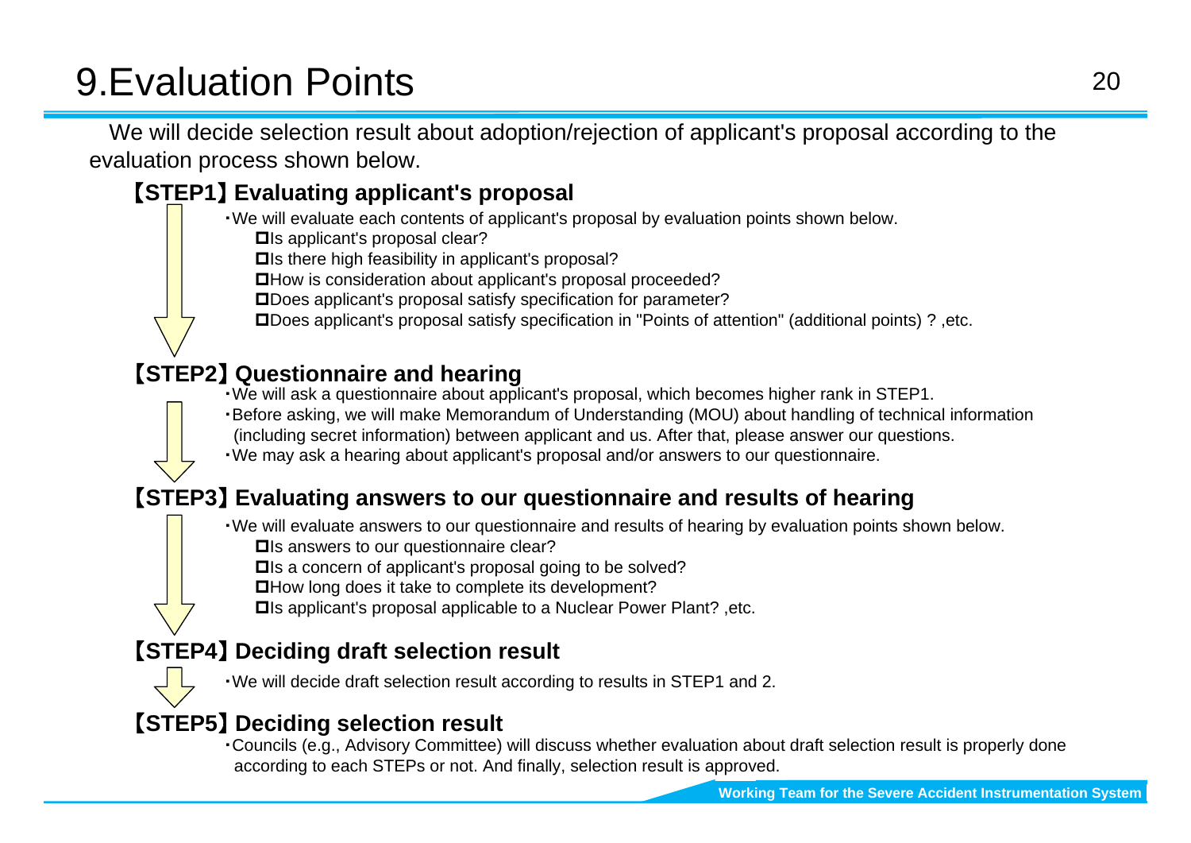# 9.Evaluation Points

We will decide selection result about adoption/rejection of applicant's proposal according to the evaluation process shown below.

## 【STEP1】Evaluating applicant's proposal

・We will evaluate each contents of applicant's proposal by evaluation points shown below.

- ☐Is applicant's proposal clear?
- ☐Is there high feasibility in applicant's proposal?
- ☐How is consideration about applicant's proposal proceeded?
- ☐Does applicant's proposal satisfy specification for parameter?
- ☐Does applicant's proposal satisfy specification in "Points of attention" (additional points) ? ,etc.

## 【STEP2】Questionnaire and hearing

・We will ask a questionnaire about applicant's proposal, which becomes higher rank in STEP1.

・Before asking, we will make Memorandum of Understanding (MOU) about handling of technical information (including secret information) between applicant and us. After that, please answer our questions.

・We may ask a hearing about applicant's proposal and/or answers to our questionnaire.

## 【STEP3】Evaluating answers to our questionnaire and results of hearing

・We will evaluate answers to our questionnaire and results of hearing by evaluation points shown below.

- ☐Is answers to our questionnaire clear?
- ☐Is a concern of applicant's proposal going to be solved?
- ☐How long does it take to complete its development?
- ☐Is applicant's proposal applicable to a Nuclear Power Plant? ,etc.

## 【STEP4】Deciding draft selection result

・We will decide draft selection result according to results in STEP1 and 2.

## 【STEP5】Deciding selection result

・Councils (e.g., Advisory Committee) will discuss whether evaluation about draft selection result is properly done according to each STEPs or not. And finally, selection result is approved.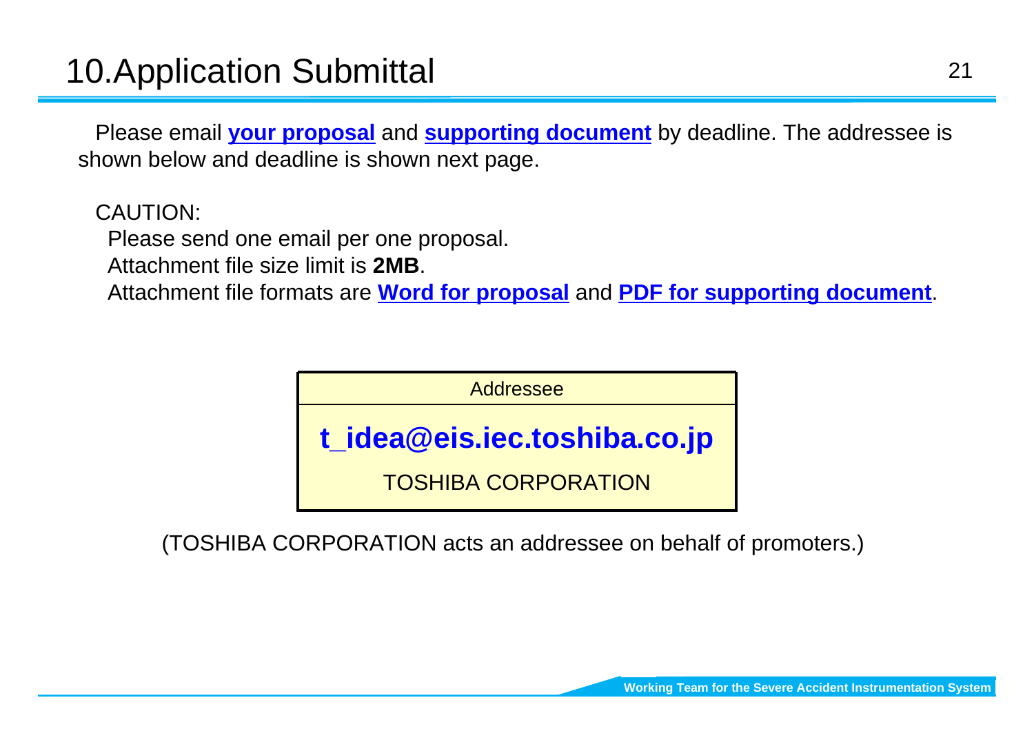# 10.Application Submittal

Please email **your proposal** and **supporting document** by deadline. The addressee is shown below and deadline is shown next page.

CAUTION:

Please send one email per one proposal.

Attachment file size limit is **2MB**.

Attachment file formats are **Word for proposal** and **PDF for supporting document**.

| Addressee |
|---|
| **t_idea@eis.iec.toshiba.co.jp** |
| TOSHIBA CORPORATION |

(TOSHIBA CORPORATION acts an addressee on behalf of promoters.)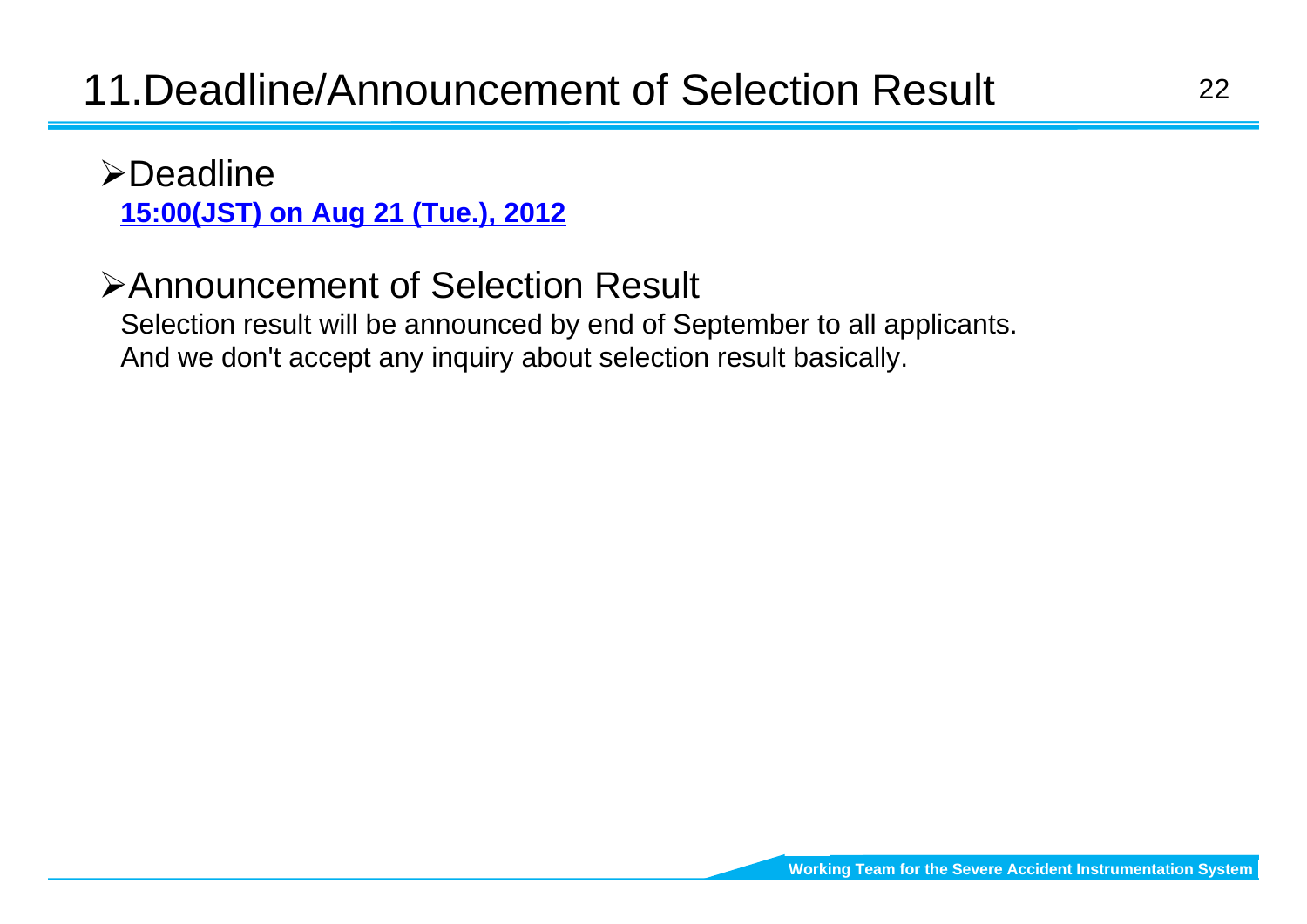# 11.Deadline/Announcement of Selection Result

- Deadline

  **15:00(JST) on Aug 21 (Tue.), 2012**

- Announcement of Selection Result

  Selection result will be announced by end of September to all applicants.
  And we don't accept any inquiry about selection result basically.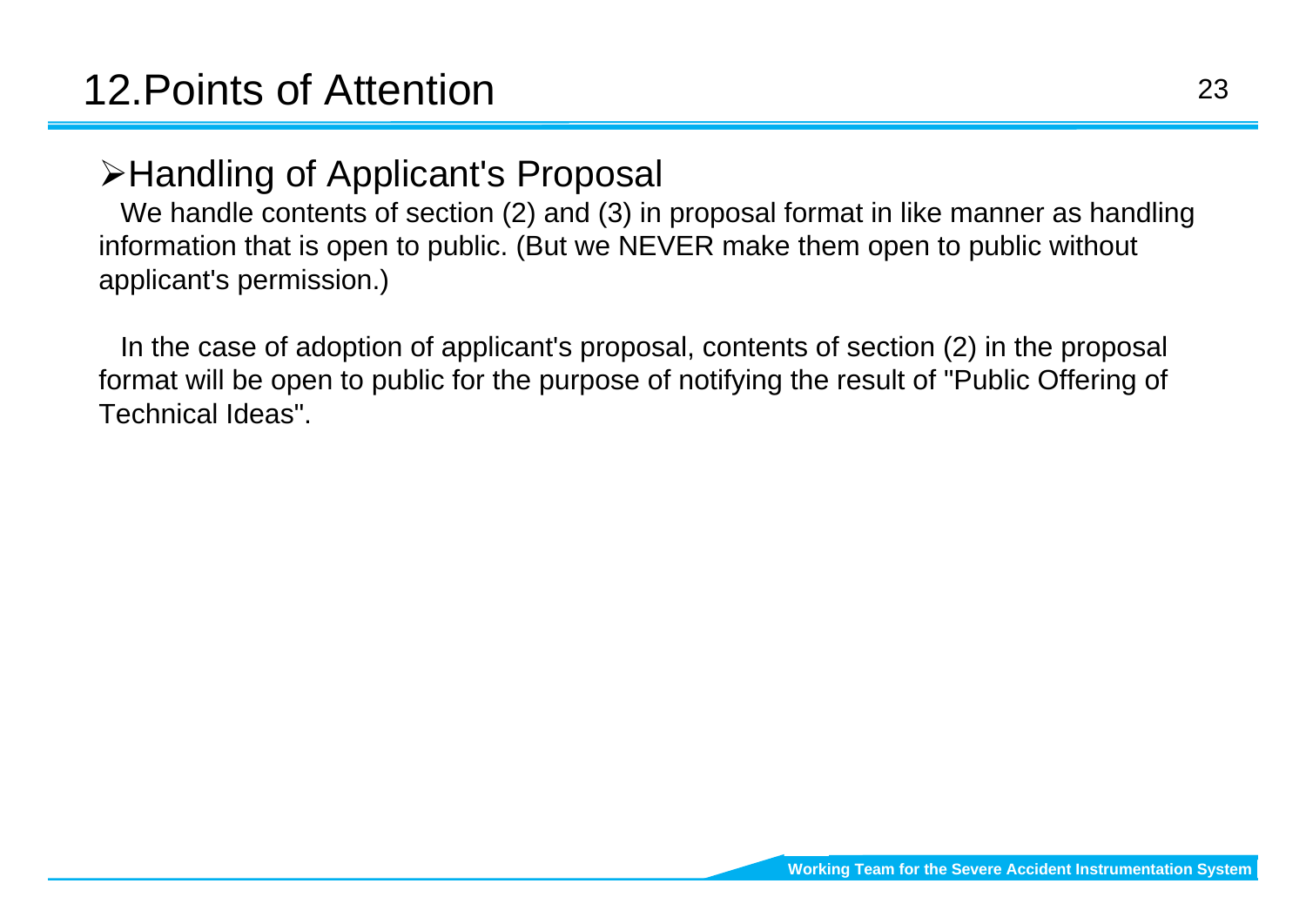# 12.Points of Attention

## ➢Handling of Applicant's Proposal

We handle contents of section (2) and (3) in proposal format in like manner as handling information that is open to public. (But we NEVER make them open to public without applicant's permission.)

In the case of adoption of applicant's proposal, contents of section (2) in the proposal format will be open to public for the purpose of notifying the result of "Public Offering of Technical Ideas".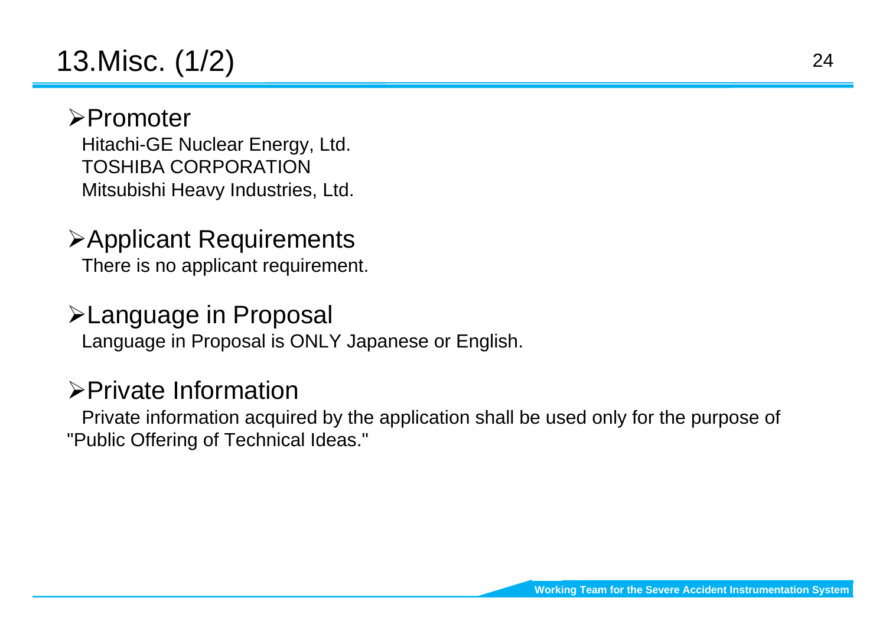# 13.Misc. (1/2)

## Promoter

Hitachi-GE Nuclear Energy, Ltd.
TOSHIBA CORPORATION
Mitsubishi Heavy Industries, Ltd.

## Applicant Requirements

There is no applicant requirement.

## Language in Proposal

Language in Proposal is ONLY Japanese or English.

## Private Information

Private information acquired by the application shall be used only for the purpose of "Public Offering of Technical Ideas."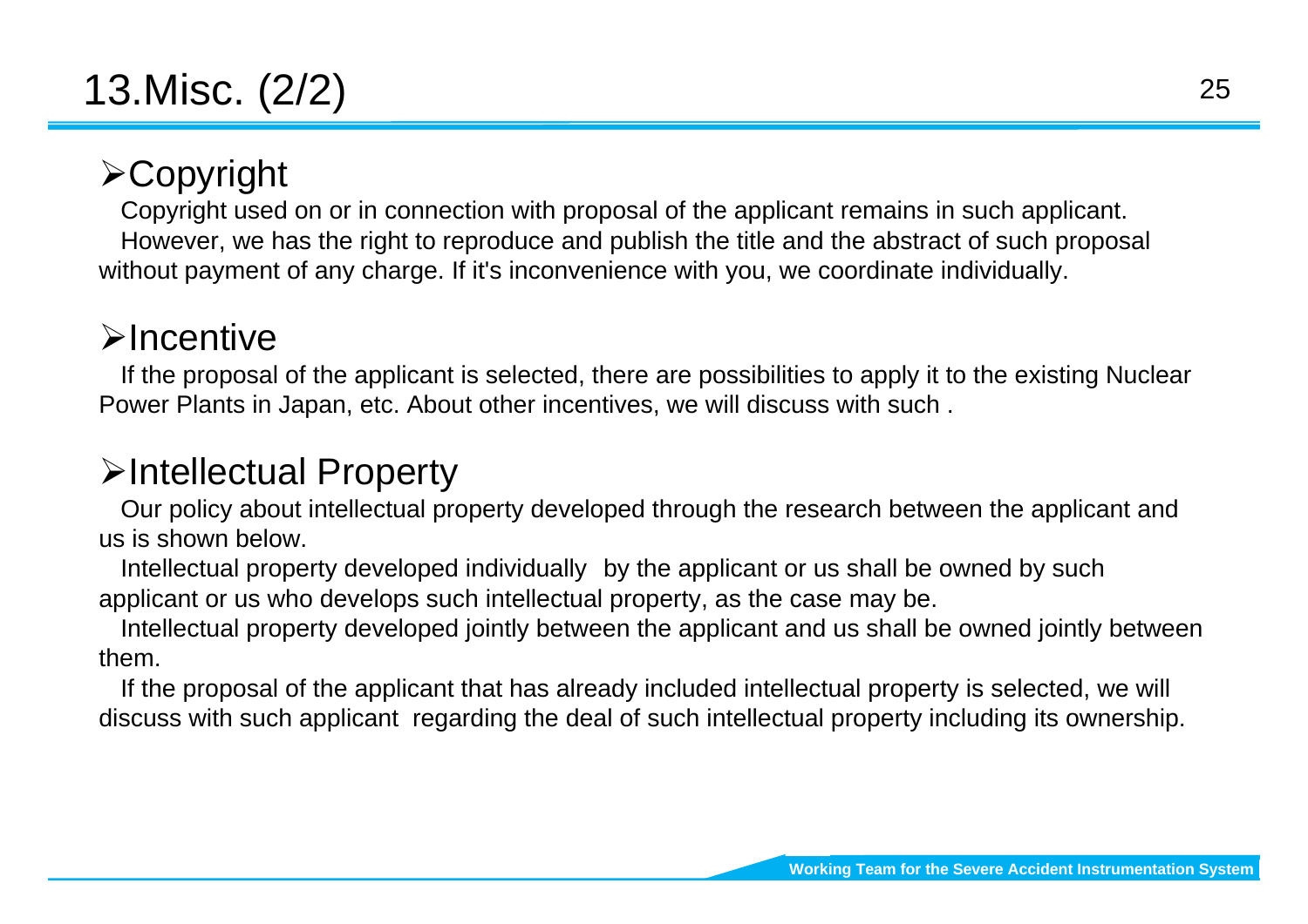# 13.Misc. (2/2)

## ➢Copyright

Copyright used on or in connection with proposal of the applicant remains in such applicant. However, we has the right to reproduce and publish the title and the abstract of such proposal without payment of any charge. If it's inconvenience with you, we coordinate individually.

## ➢Incentive

If the proposal of the applicant is selected, there are possibilities to apply it to the existing Nuclear Power Plants in Japan, etc. About other incentives, we will discuss with such .

## ➢Intellectual Property

Our policy about intellectual property developed through the research between the applicant and us is shown below.

Intellectual property developed individually by the applicant or us shall be owned by such applicant or us who develops such intellectual property, as the case may be.

Intellectual property developed jointly between the applicant and us shall be owned jointly between them.

If the proposal of the applicant that has already included intellectual property is selected, we will discuss with such applicant regarding the deal of such intellectual property including its ownership.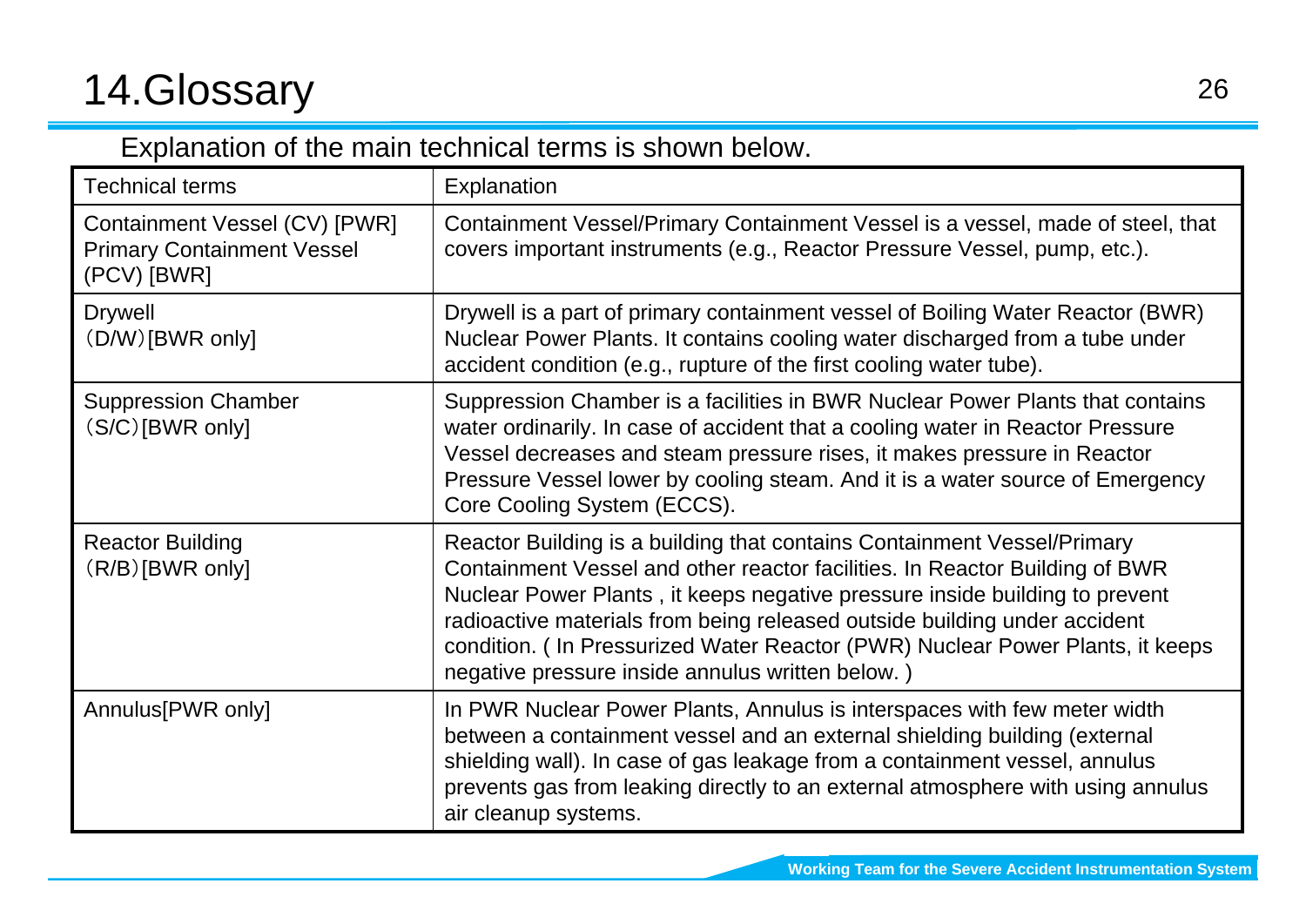# 14.Glossary

Explanation of the main technical terms is shown below.

| Technical terms | Explanation |
|---|---|
| Containment Vessel (CV) [PWR] Primary Containment Vessel (PCV) [BWR] | Containment Vessel/Primary Containment Vessel is a vessel, made of steel, that covers important instruments (e.g., Reactor Pressure Vessel, pump, etc.). |
| Drywell (D/W)[BWR only] | Drywell is a part of primary containment vessel of Boiling Water Reactor (BWR) Nuclear Power Plants. It contains cooling water discharged from a tube under accident condition (e.g., rupture of the first cooling water tube). |
| Suppression Chamber (S/C)[BWR only] | Suppression Chamber is a facilities in BWR Nuclear Power Plants that contains water ordinarily. In case of accident that a cooling water in Reactor Pressure Vessel decreases and steam pressure rises, it makes pressure in Reactor Pressure Vessel lower by cooling steam. And it is a water source of Emergency Core Cooling System (ECCS). |
| Reactor Building (R/B)[BWR only] | Reactor Building is a building that contains Containment Vessel/Primary Containment Vessel and other reactor facilities. In Reactor Building of BWR Nuclear Power Plants , it keeps negative pressure inside building to prevent radioactive materials from being released outside building under accident condition. ( In Pressurized Water Reactor (PWR) Nuclear Power Plants, it keeps negative pressure inside annulus written below. ) |
| Annulus[PWR only] | In PWR Nuclear Power Plants, Annulus is interspaces with few meter width between a containment vessel and an external shielding building (external shielding wall). In case of gas leakage from a containment vessel, annulus prevents gas from leaking directly to an external atmosphere with using annulus air cleanup systems. |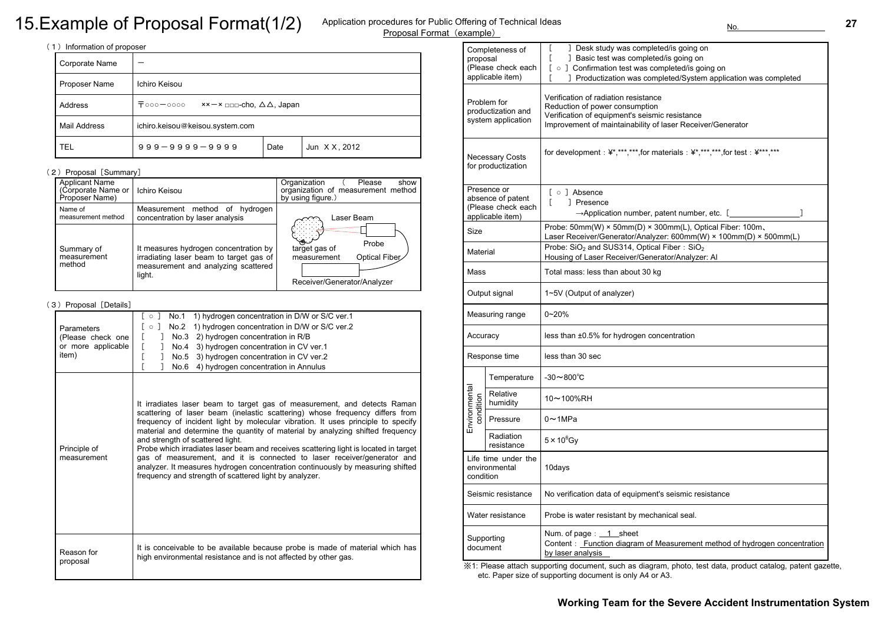# 15.Example of Proposal Format(1/2)

Application procedures for Public Offering of Technical Ideas
Proposal Format（example）

No.

（1）Information of proposer

| Corporate Name | — | | |
|---|---|---|---|
| Proposer Name | Ichiro Keisou | | |
| Address | 〒○○○－○○○○ ××－× □□□-cho, △△, Japan | | |
| Mail Address | ichiro.keisou@keisou.system.com | | |
| TEL | ９９９－９９９９－９９９９ | Date | Jun X X, 2012 |

（2）Proposal［Summary］

| Applicant Name (Corporate Name or Proposer Name) | Ichiro Keisou | Organization （Please show organization of measurement method by using figure.） |
|---|---|---|
| Name of measurement method | Measurement method of hydrogen concentration by laser analysis | Laser Beam / Probe / target gas of measurement / Optical Fiber / Receiver/Generator/Analyzer |
| Summary of measurement method | It measures hydrogen concentration by irradiating laser beam to target gas of measurement and analyzing scattered light. | |

（3）Proposal［Details］

| | |
|---|---|
| Parameters (Please check one or more applicable item) | ［ ○ ］ No.1 1) hydrogen concentration in D/W or S/C ver.1<br>［ ○ ］ No.2 1) hydrogen concentration in D/W or S/C ver.2<br>［ ］ No.3 2) hydrogen concentration in R/B<br>［ ］ No.4 3) hydrogen concentration in CV ver.1<br>［ ］ No.5 3) hydrogen concentration in CV ver.2<br>［ ］ No.6 4) hydrogen concentration in Annulus |
| Principle of measurement | It irradiates laser beam to target gas of measurement, and detects Raman scattering of laser beam (inelastic scattering) whose frequency differs from frequency of incident light by molecular vibration. It uses principle to specify material and determine the quantity of material by analyzing shifted frequency and strength of scattered light.<br>Probe which irradiates laser beam and receives scattering light is located in target gas of measurement, and it is connected to laser receiver/generator and analyzer. It measures hydrogen concentration continuously by measuring shifted frequency and strength of scattered light by analyzer. |
| Reason for proposal | It is conceivable to be available because probe is made of material which has high environmental resistance and is not affected by other gas. |

| | | |
|---|---|---|
| Completeness of proposal (Please check each applicable item) | | ［ ］ Desk study was completed/is going on<br>［ ］ Basic test was completed/is going on<br>［ ○ ］ Confirmation test was completed/is going on<br>［ ］ Productization was completed/System application was completed |
| Problem for productization and system application | | Verification of radiation resistance<br>Reduction of power consumption<br>Verification of equipment's seismic resistance<br>Improvement of maintainability of laser Receiver/Generator |
| Necessary Costs for productization | | for development：¥*,***,***,for materials：¥*,***,***,for test：¥***,*** |
| Presence or absence of patent (Please check each applicable item) | | ［ ○ ］ Absence<br>［ ］ Presence<br>→Application number, patent number, etc. ［ ］ |
| Size | | Probe: 50mm(W) × 50mm(D) × 300mm(L), Optical Fiber: 100m、<br>Laser Receiver/Generator/Analyzer: 600mm(W) × 100mm(D) × 500mm(L) |
| Material | | Probe: $SiO_2$ and SUS314, Optical Fiber：$SiO_2$<br>Housing of Laser Receiver/Generator/Analyzer: Al |
| Mass | | Total mass: less than about 30 kg |
| Output signal | | 1~5V (Output of analyzer) |
| Measuring range | | 0~20% |
| Accuracy | | less than ±0.5% for hydrogen concentration |
| Response time | | less than 30 sec |
| Environmental condition | Temperature | -30～800℃ |
| | Relative humidity | 10～100%RH |
| | Pressure | 0～1MPa |
| | Radiation resistance | $5 \times 10^6$Gy |
| Life time under the environmental condition | | 10days |
| Seismic resistance | | No verification data of equipment's seismic resistance |
| Water resistance | | Probe is water resistant by mechanical seal. |
| Supporting document | | Num. of page：1 sheet<br>Content：Function diagram of Measurement method of hydrogen concentration by laser analysis |

※1: Please attach supporting document, such as diagram, photo, test data, product catalog, patent gazette, etc. Paper size of supporting document is only A4 or A3.

**Working Team for the Severe Accident Instrumentation System**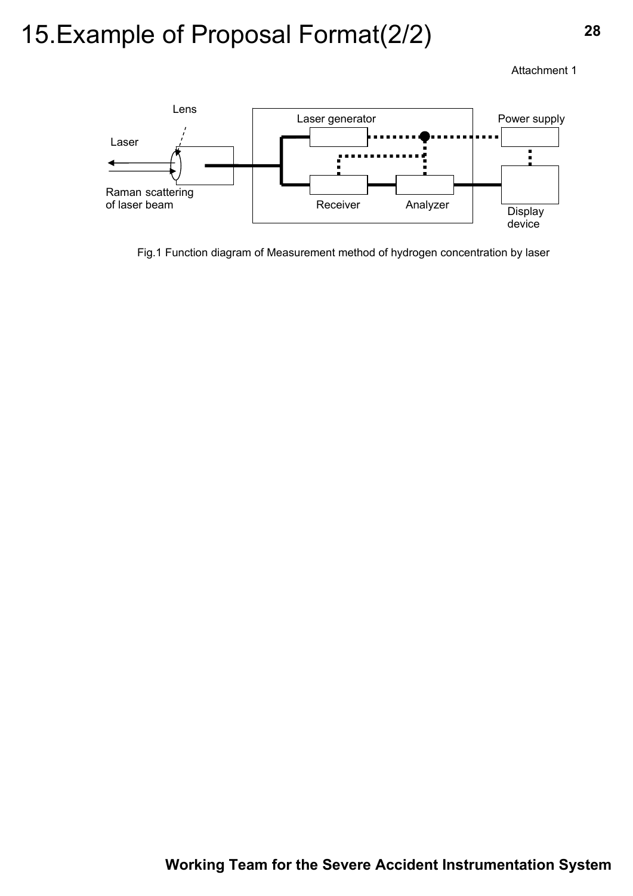# 15.Example of Proposal Format(2/2)

Attachment 1

Fig.1 Function diagram of Measurement method of hydrogen concentration by laser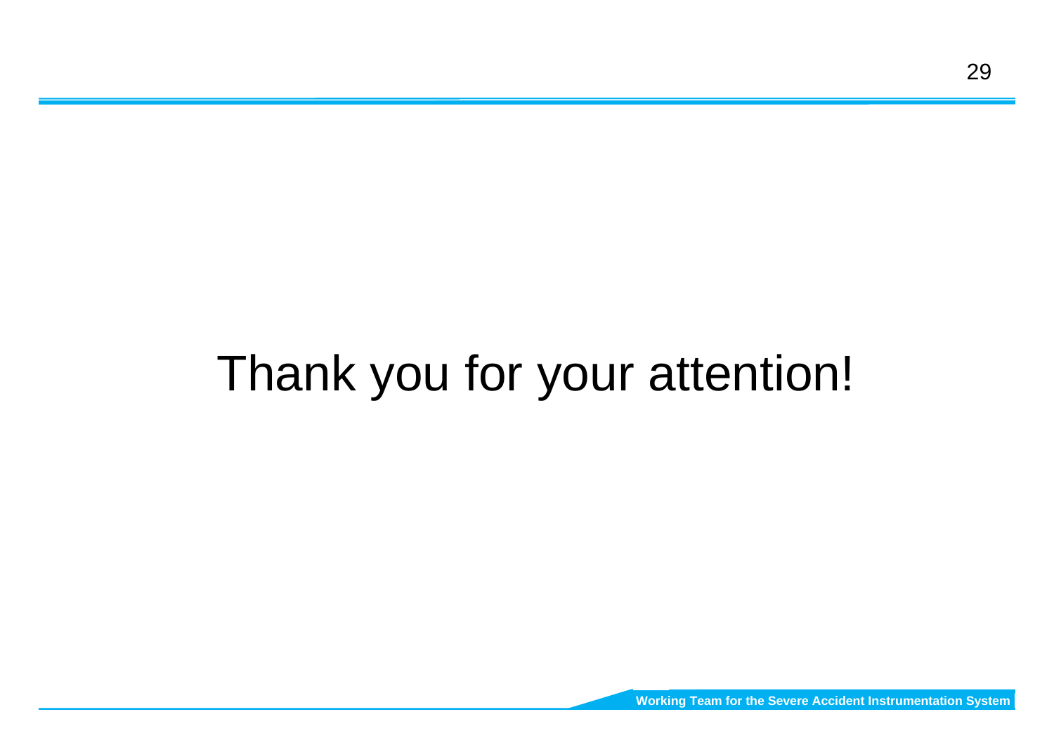Thank you for your attention!